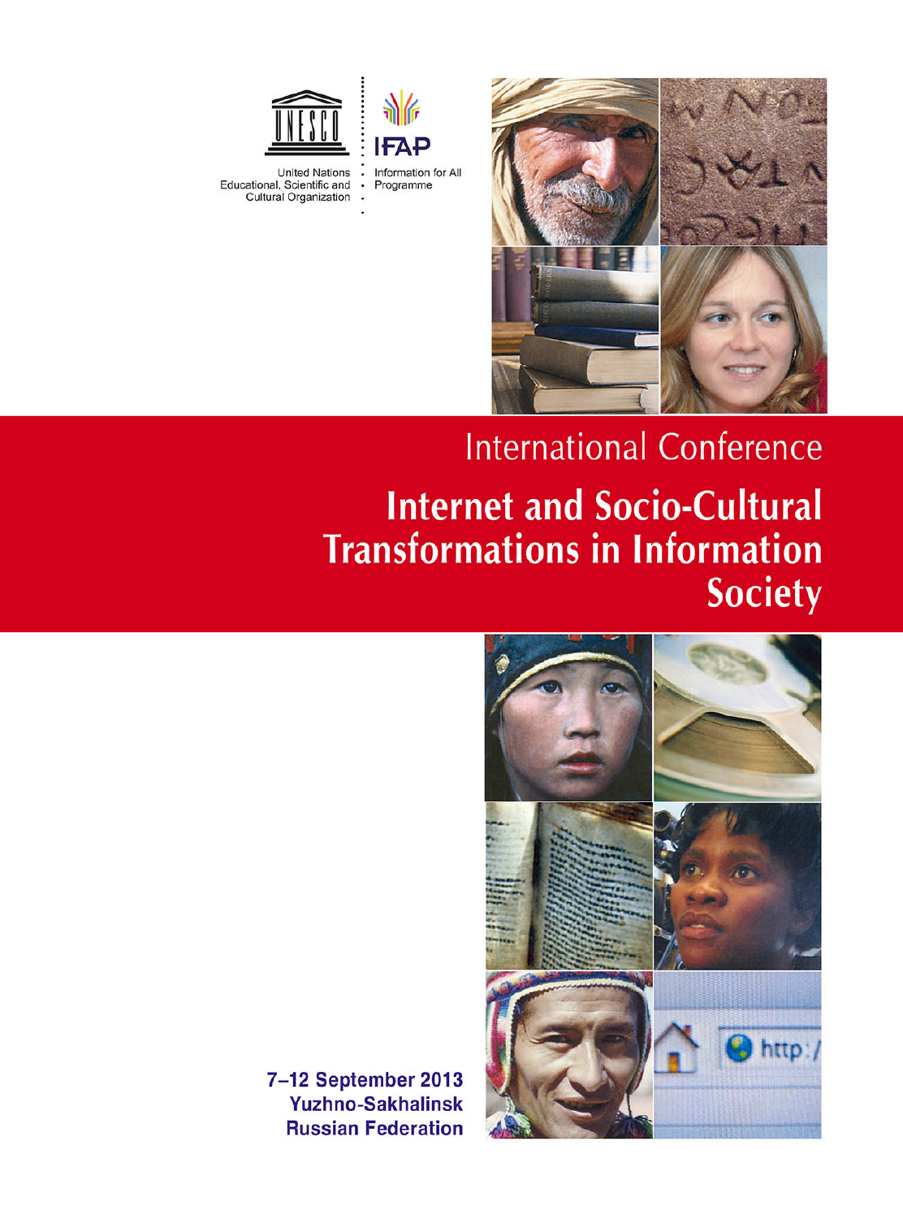United Nations
Educational, Scientific and
Cultural Organization

IFAP
Information for All
Programme

International Conference

# Internet and Socio-Cultural Transformations in Information Society

**7–12 September 2013**
**Yuzhno-Sakhalinsk**
**Russian Federation**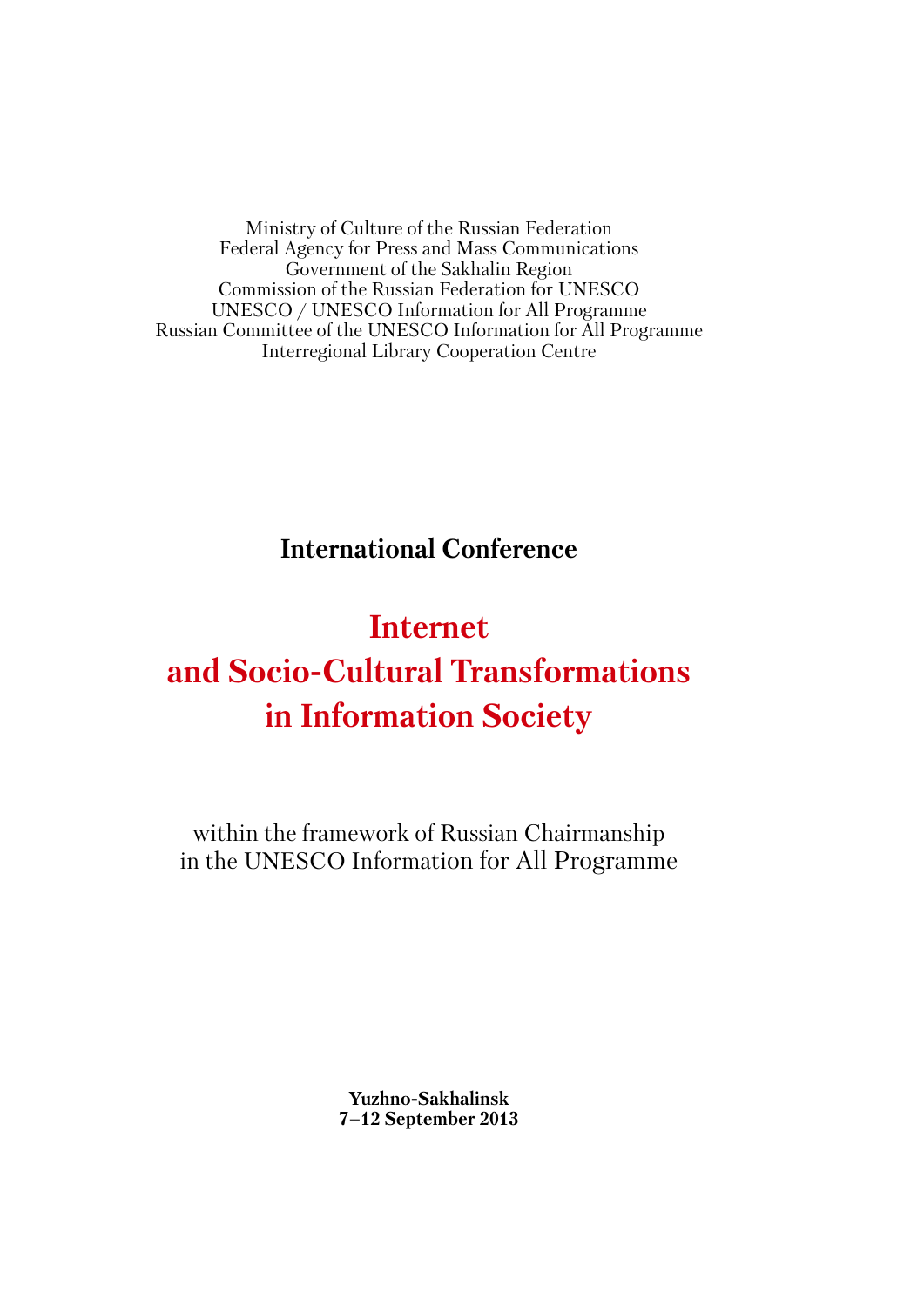Ministry of Culture of the Russian Federation
Federal Agency for Press and Mass Communications
Government of the Sakhalin Region
Commission of the Russian Federation for UNESCO
UNESCO / UNESCO Information for All Programme
Russian Committee of the UNESCO Information for All Programme
Interregional Library Cooperation Centre

**International Conference**

# Internet and Socio-Cultural Transformations in Information Society

within the framework of Russian Chairmanship
in the UNESCO Information for All Programme

**Yuzhno-Sakhalinsk**
**7–12 September 2013**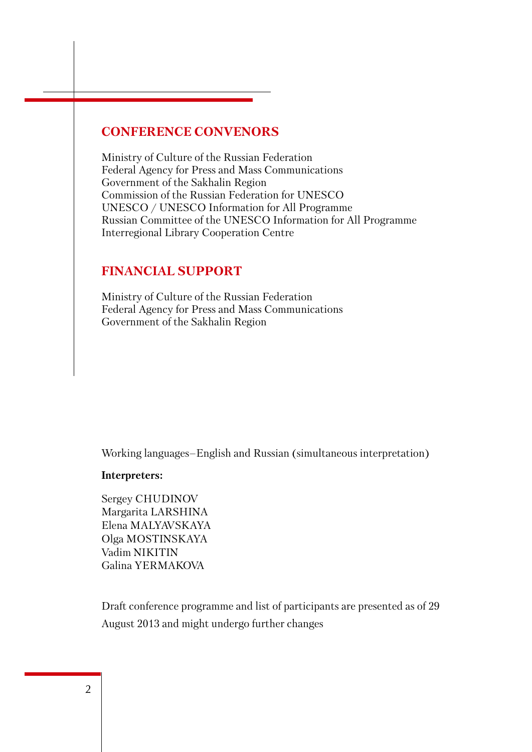## CONFERENCE CONVENORS

Ministry of Culture of the Russian Federation
Federal Agency for Press and Mass Communications
Government of the Sakhalin Region
Commission of the Russian Federation for UNESCO
UNESCO / UNESCO Information for All Programme
Russian Committee of the UNESCO Information for All Programme
Interregional Library Cooperation Centre

## FINANCIAL SUPPORT

Ministry of Culture of the Russian Federation
Federal Agency for Press and Mass Communications
Government of the Sakhalin Region

Working languages–English and Russian (simultaneous interpretation)

**Interpreters:**

Sergey CHUDINOV
Margarita LARSHINA
Elena MALYAVSKAYA
Olga MOSTINSKAYA
Vadim NIKITIN
Galina YERMAKOVA

Draft conference programme and list of participants are presented as of 29 August 2013 and might undergo further changes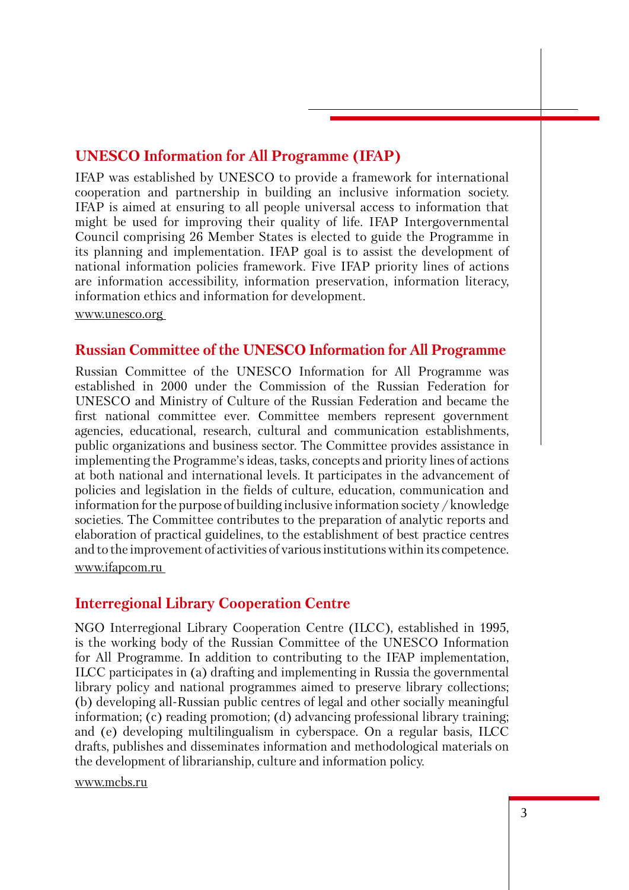## UNESCO Information for All Programme (IFAP)

IFAP was established by UNESCO to provide a framework for international cooperation and partnership in building an inclusive information society. IFAP is aimed at ensuring to all people universal access to information that might be used for improving their quality of life. IFAP Intergovernmental Council comprising 26 Member States is elected to guide the Programme in its planning and implementation. IFAP goal is to assist the development of national information policies framework. Five IFAP priority lines of actions are information accessibility, information preservation, information literacy, information ethics and information for development.

www.unesco.org

## Russian Committee of the UNESCO Information for All Programme

Russian Committee of the UNESCO Information for All Programme was established in 2000 under the Commission of the Russian Federation for UNESCO and Ministry of Culture of the Russian Federation and became the first national committee ever. Committee members represent government agencies, educational, research, cultural and communication establishments, public organizations and business sector. The Committee provides assistance in implementing the Programme's ideas, tasks, concepts and priority lines of actions at both national and international levels. It participates in the advancement of policies and legislation in the fields of culture, education, communication and information for the purpose of building inclusive information society / knowledge societies. The Committee contributes to the preparation of analytic reports and elaboration of practical guidelines, to the establishment of best practice centres and to the improvement of activities of various institutions within its competence.

www.ifapcom.ru

## Interregional Library Cooperation Centre

NGO Interregional Library Cooperation Centre (ILCC), established in 1995, is the working body of the Russian Committee of the UNESCO Information for All Programme. In addition to contributing to the IFAP implementation, ILCC participates in (a) drafting and implementing in Russia the governmental library policy and national programmes aimed to preserve library collections; (b) developing all-Russian public centres of legal and other socially meaningful information; (c) reading promotion; (d) advancing professional library training; and (e) developing multilingualism in cyberspace. On a regular basis, ILCC drafts, publishes and disseminates information and methodological materials on the development of librarianship, culture and information policy.

www.mcbs.ru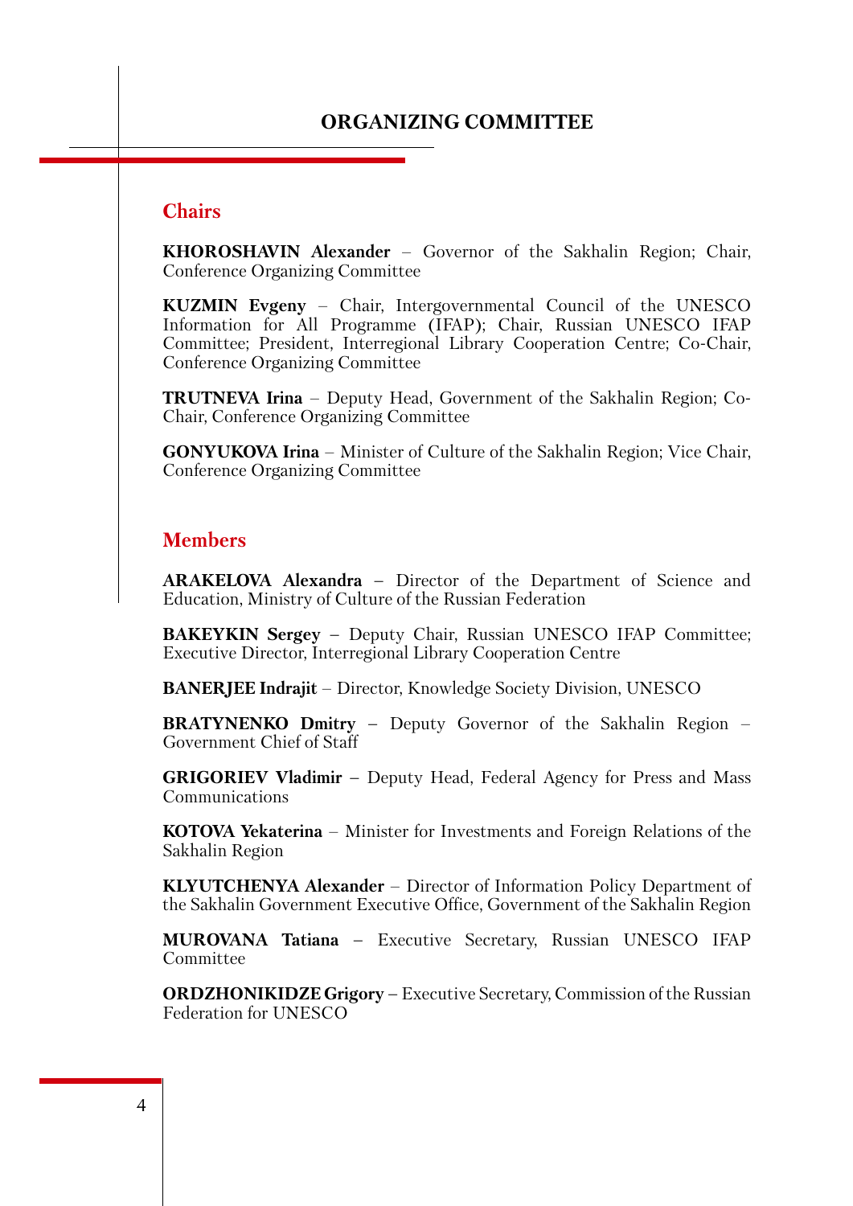## ORGANIZING COMMITTEE

### Chairs

**KHOROSHAVIN Alexander** – Governor of the Sakhalin Region; Chair, Conference Organizing Committee

**KUZMIN Evgeny** – Chair, Intergovernmental Council of the UNESCO Information for All Programme (IFAP); Chair, Russian UNESCO IFAP Committee; President, Interregional Library Cooperation Centre; Co-Chair, Conference Organizing Committee

**TRUTNEVA Irina** – Deputy Head, Government of the Sakhalin Region; Co-Chair, Conference Organizing Committee

**GONYUKOVA Irina** – Minister of Culture of the Sakhalin Region; Vice Chair, Conference Organizing Committee

### Members

**ARAKELOVA Alexandra** – Director of the Department of Science and Education, Ministry of Culture of the Russian Federation

**BAKEYKIN Sergey** – Deputy Chair, Russian UNESCO IFAP Committee; Executive Director, Interregional Library Cooperation Centre

**BANERJEE Indrajit** – Director, Knowledge Society Division, UNESCO

**BRATYNENKO Dmitry** – Deputy Governor of the Sakhalin Region – Government Chief of Staff

**GRIGORIEV Vladimir** – Deputy Head, Federal Agency for Press and Mass Communications

**KOTOVA Yekaterina** – Minister for Investments and Foreign Relations of the Sakhalin Region

**KLYUTCHENYA Alexander** – Director of Information Policy Department of the Sakhalin Government Executive Office, Government of the Sakhalin Region

**MUROVANA Tatiana** – Executive Secretary, Russian UNESCO IFAP Committee

**ORDZHONIKIDZE Grigory** – Executive Secretary, Commission of the Russian Federation for UNESCO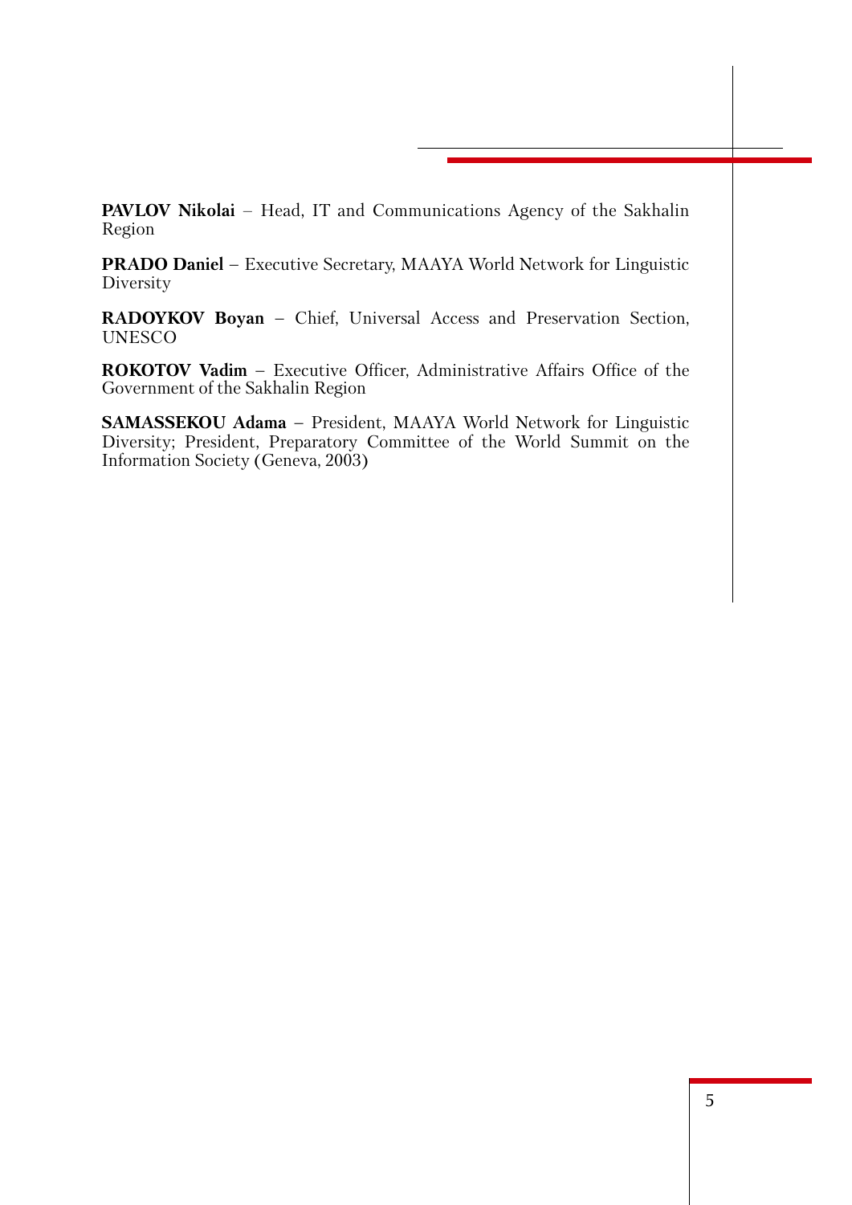**PAVLOV Nikolai** – Head, IT and Communications Agency of the Sakhalin Region

**PRADO Daniel** – Executive Secretary, MAAYA World Network for Linguistic Diversity

**RADOYKOV Boyan** – Chief, Universal Access and Preservation Section, UNESCO

**ROKOTOV Vadim** – Executive Officer, Administrative Affairs Office of the Government of the Sakhalin Region

**SAMASSEKOU Adama** – President, MAAYA World Network for Linguistic Diversity; President, Preparatory Committee of the World Summit on the Information Society (Geneva, 2003)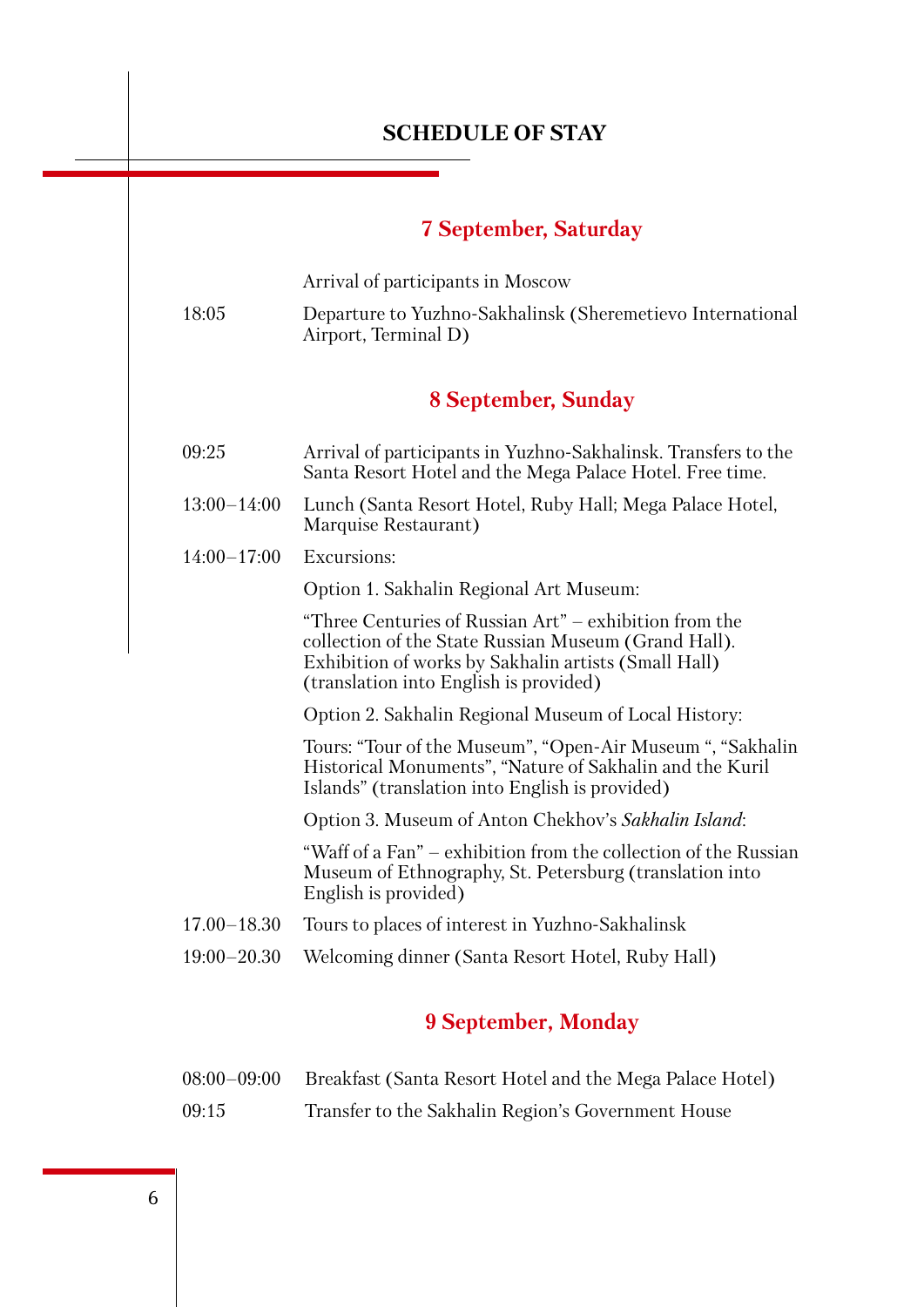# SCHEDULE OF STAY

## 7 September, Saturday

| | |
|---|---|
| | Arrival of participants in Moscow |
| 18:05 | Departure to Yuzhno-Sakhalinsk (Sheremetievo International Airport, Terminal D) |

## 8 September, Sunday

| | |
|---|---|
| 09:25 | Arrival of participants in Yuzhno-Sakhalinsk. Transfers to the Santa Resort Hotel and the Mega Palace Hotel. Free time. |
| 13:00–14:00 | Lunch (Santa Resort Hotel, Ruby Hall; Mega Palace Hotel, Marquise Restaurant) |
| 14:00–17:00 | Excursions: |
| | Option 1. Sakhalin Regional Art Museum: |
| | "Three Centuries of Russian Art" – exhibition from the collection of the State Russian Museum (Grand Hall). Exhibition of works by Sakhalin artists (Small Hall) (translation into English is provided) |
| | Option 2. Sakhalin Regional Museum of Local History: |
| | Tours: "Tour of the Museum", "Open-Air Museum ", "Sakhalin Historical Monuments", "Nature of Sakhalin and the Kuril Islands" (translation into English is provided) |
| | Option 3. Museum of Anton Chekhov's *Sakhalin Island*: |
| | "Waff of a Fan" – exhibition from the collection of the Russian Museum of Ethnography, St. Petersburg (translation into English is provided) |
| 17.00–18.30 | Tours to places of interest in Yuzhno-Sakhalinsk |
| 19:00–20.30 | Welcoming dinner (Santa Resort Hotel, Ruby Hall) |

## 9 September, Monday

| | |
|---|---|
| 08:00–09:00 | Breakfast (Santa Resort Hotel and the Mega Palace Hotel) |
| 09:15 | Transfer to the Sakhalin Region's Government House |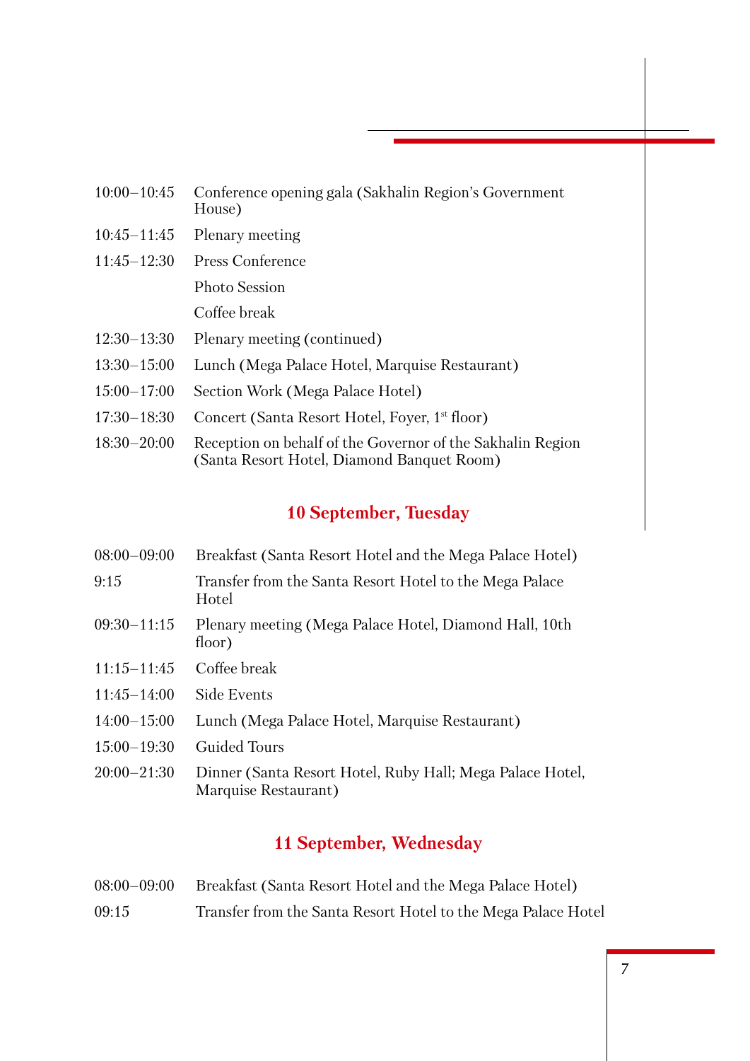| | |
|---|---|
| 10:00–10:45 | Conference opening gala (Sakhalin Region's Government House) |
| 10:45–11:45 | Plenary meeting |
| 11:45–12:30 | Press Conference |
| | Photo Session |
| | Coffee break |
| 12:30–13:30 | Plenary meeting (continued) |
| 13:30–15:00 | Lunch (Mega Palace Hotel, Marquise Restaurant) |
| 15:00–17:00 | Section Work (Mega Palace Hotel) |
| 17:30–18:30 | Concert (Santa Resort Hotel, Foyer, 1st floor) |
| 18:30–20:00 | Reception on behalf of the Governor of the Sakhalin Region (Santa Resort Hotel, Diamond Banquet Room) |

## 10 September, Tuesday

| | |
|---|---|
| 08:00–09:00 | Breakfast (Santa Resort Hotel and the Mega Palace Hotel) |
| 9:15 | Transfer from the Santa Resort Hotel to the Mega Palace Hotel |
| 09:30–11:15 | Plenary meeting (Mega Palace Hotel, Diamond Hall, 10th floor) |
| 11:15–11:45 | Coffee break |
| 11:45–14:00 | Side Events |
| 14:00–15:00 | Lunch (Mega Palace Hotel, Marquise Restaurant) |
| 15:00–19:30 | Guided Tours |
| 20:00–21:30 | Dinner (Santa Resort Hotel, Ruby Hall; Mega Palace Hotel, Marquise Restaurant) |

## 11 September, Wednesday

| | |
|---|---|
| 08:00–09:00 | Breakfast (Santa Resort Hotel and the Mega Palace Hotel) |
| 09:15 | Transfer from the Santa Resort Hotel to the Mega Palace Hotel |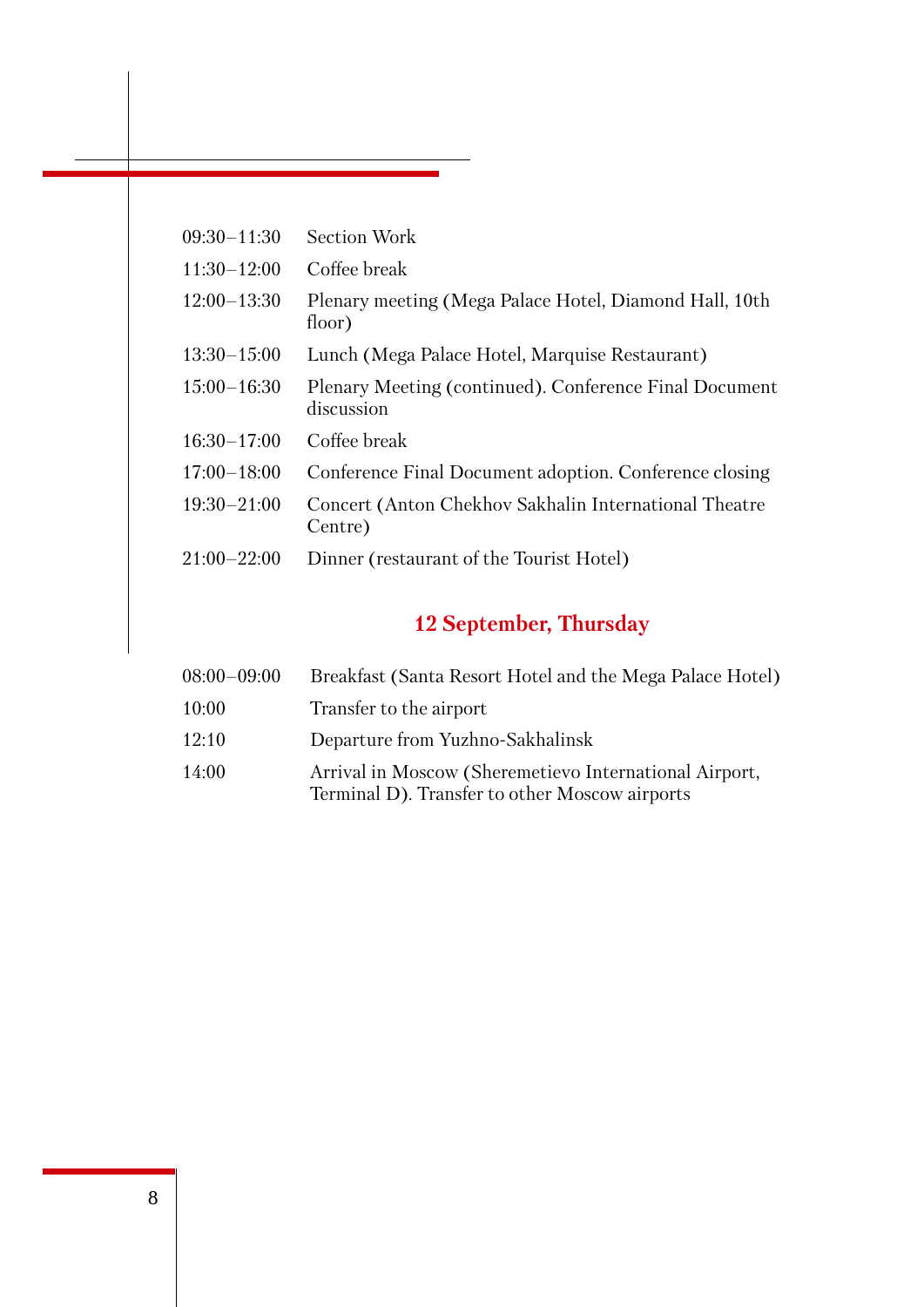| | |
|---|---|
| 09:30–11:30 | Section Work |
| 11:30–12:00 | Coffee break |
| 12:00–13:30 | Plenary meeting (Mega Palace Hotel, Diamond Hall, 10th floor) |
| 13:30–15:00 | Lunch (Mega Palace Hotel, Marquise Restaurant) |
| 15:00–16:30 | Plenary Meeting (continued). Conference Final Document discussion |
| 16:30–17:00 | Coffee break |
| 17:00–18:00 | Conference Final Document adoption. Conference closing |
| 19:30–21:00 | Concert (Anton Chekhov Sakhalin International Theatre Centre) |
| 21:00–22:00 | Dinner (restaurant of the Tourist Hotel) |

## 12 September, Thursday

| | |
|---|---|
| 08:00–09:00 | Breakfast (Santa Resort Hotel and the Mega Palace Hotel) |
| 10:00 | Transfer to the airport |
| 12:10 | Departure from Yuzhno-Sakhalinsk |
| 14:00 | Arrival in Moscow (Sheremetievo International Airport, Terminal D). Transfer to other Moscow airports |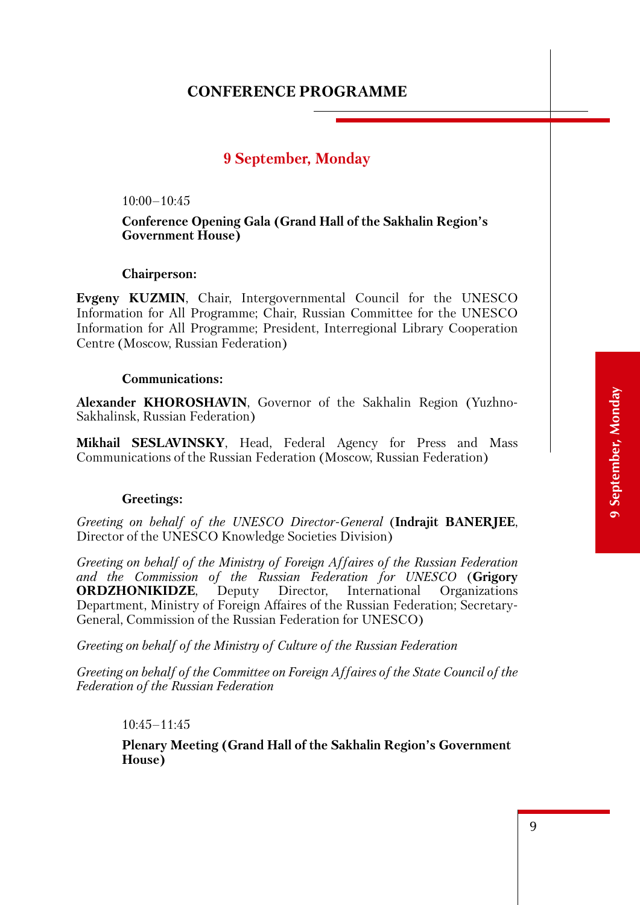## CONFERENCE PROGRAMME

### 9 September, Monday

10:00–10:45

**Conference Opening Gala (Grand Hall of the Sakhalin Region's Government House)**

**Chairperson:**

**Evgeny KUZMIN**, Chair, Intergovernmental Council for the UNESCO Information for All Programme; Chair, Russian Committee for the UNESCO Information for All Programme; President, Interregional Library Cooperation Centre (Moscow, Russian Federation)

**Communications:**

**Alexander KHOROSHAVIN**, Governor of the Sakhalin Region (Yuzhno-Sakhalinsk, Russian Federation)

**Mikhail SESLAVINSKY**, Head, Federal Agency for Press and Mass Communications of the Russian Federation (Moscow, Russian Federation)

**Greetings:**

*Greeting on behalf of the UNESCO Director-General* (**Indrajit BANERJEE**, Director of the UNESCO Knowledge Societies Division)

*Greeting on behalf of the Ministry of Foreign Affaires of the Russian Federation and the Commission of the Russian Federation for UNESCO* (**Grigory ORDZHONIKIDZE**, Deputy Director, International Organizations Department, Ministry of Foreign Affaires of the Russian Federation; Secretary-General, Commission of the Russian Federation for UNESCO)

*Greeting on behalf of the Ministry of Culture of the Russian Federation*

*Greeting on behalf of the Committee on Foreign Affaires of the State Council of the Federation of the Russian Federation*

10:45–11:45

**Plenary Meeting (Grand Hall of the Sakhalin Region's Government House)**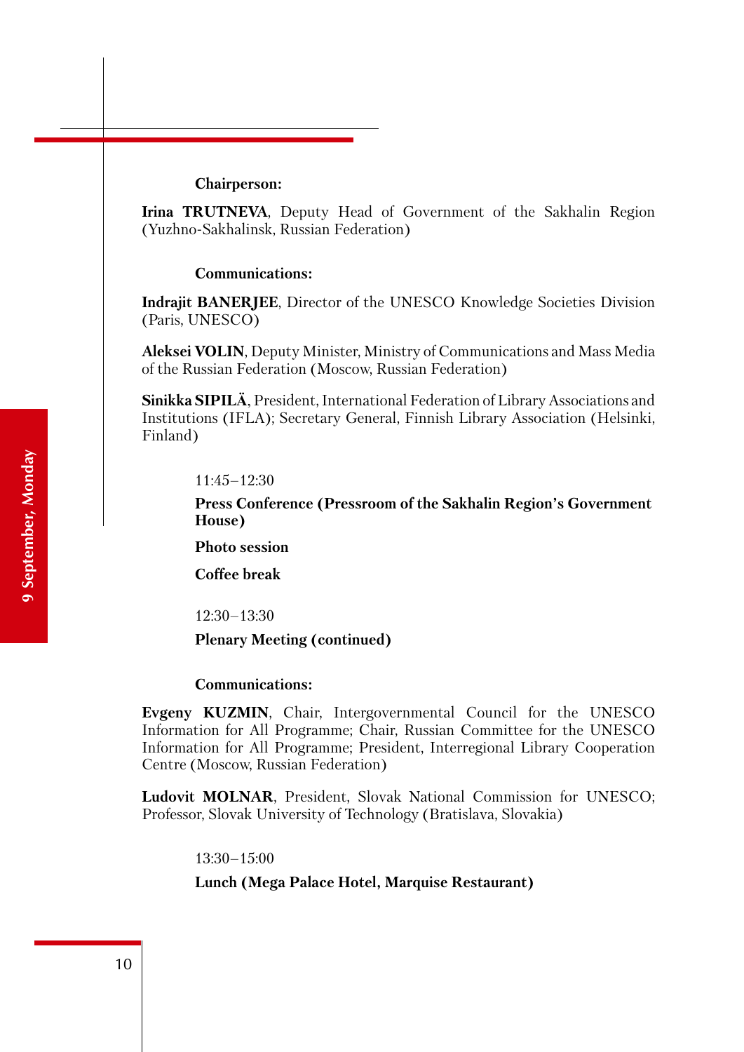**Chairperson:**

**Irina TRUTNEVA**, Deputy Head of Government of the Sakhalin Region (Yuzhno-Sakhalinsk, Russian Federation)

**Communications:**

**Indrajit BANERJEE**, Director of the UNESCO Knowledge Societies Division (Paris, UNESCO)

**Aleksei VOLIN**, Deputy Minister, Ministry of Communications and Mass Media of the Russian Federation (Moscow, Russian Federation)

**Sinikka SIPILÄ**, President, International Federation of Library Associations and Institutions (IFLA); Secretary General, Finnish Library Association (Helsinki, Finland)

11:45–12:30

**Press Conference (Pressroom of the Sakhalin Region's Government House)**

**Photo session**

**Coffee break**

12:30–13:30

**Plenary Meeting (continued)**

**Communications:**

**Evgeny KUZMIN**, Chair, Intergovernmental Council for the UNESCO Information for All Programme; Chair, Russian Committee for the UNESCO Information for All Programme; President, Interregional Library Cooperation Centre (Moscow, Russian Federation)

**Ludovit MOLNAR**, President, Slovak National Commission for UNESCO; Professor, Slovak University of Technology (Bratislava, Slovakia)

13:30–15:00

**Lunch (Mega Palace Hotel, Marquise Restaurant)**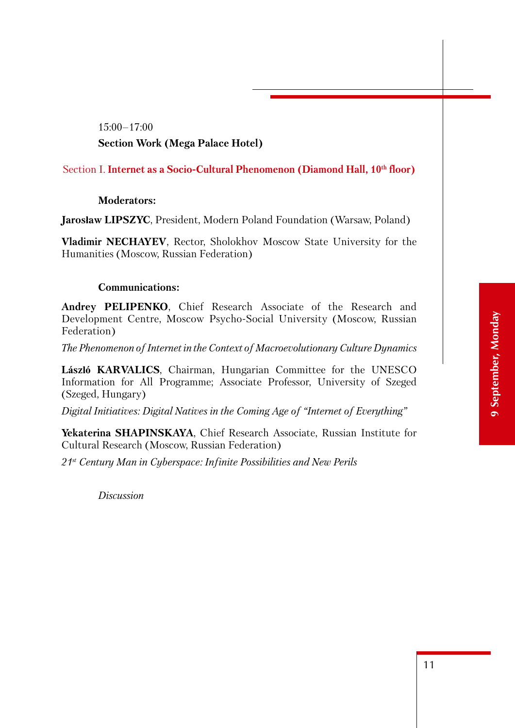15:00–17:00

**Section Work (Mega Palace Hotel)**

Section I. **Internet as a Socio-Cultural Phenomenon (Diamond Hall, 10th floor)**

**Moderators:**

**Jarosław LIPSZYC**, President, Modern Poland Foundation (Warsaw, Poland)

**Vladimir NECHAYEV**, Rector, Sholokhov Moscow State University for the Humanities (Moscow, Russian Federation)

**Communications:**

**Andrey PELIPENKO**, Chief Research Associate of the Research and Development Centre, Moscow Psycho-Social University (Moscow, Russian Federation)

*The Phenomenon of Internet in the Context of Macroevolutionary Culture Dynamics*

**László KARVALICS**, Chairman, Hungarian Committee for the UNESCO Information for All Programme; Associate Professor, University of Szeged (Szeged, Hungary)

*Digital Initiatives: Digital Natives in the Coming Age of "Internet of Everything"*

**Yekaterina SHAPINSKAYA**, Chief Research Associate, Russian Institute for Cultural Research (Moscow, Russian Federation)

*21st Century Man in Cyberspace: Infinite Possibilities and New Perils*

*Discussion*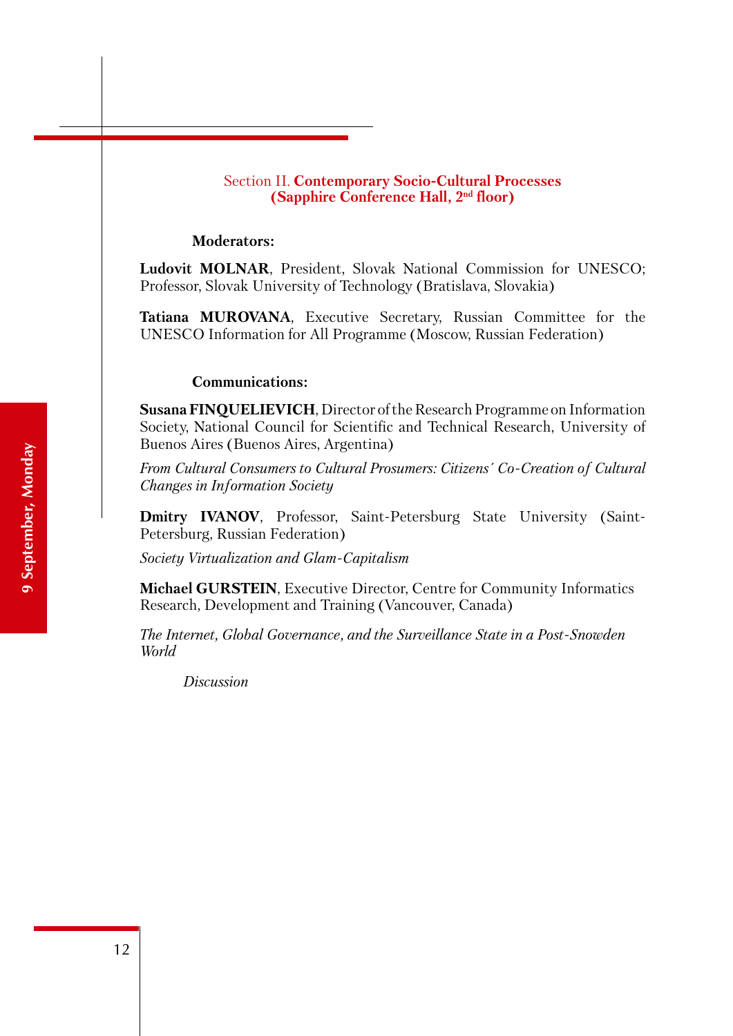## Section II. **Contemporary Socio-Cultural Processes (Sapphire Conference Hall, 2nd floor)**

**Moderators:**

**Ludovit MOLNAR**, President, Slovak National Commission for UNESCO; Professor, Slovak University of Technology (Bratislava, Slovakia)

**Tatiana MUROVANA**, Executive Secretary, Russian Committee for the UNESCO Information for All Programme (Moscow, Russian Federation)

**Communications:**

**Susana FINQUELIEVICH**, Director of the Research Programme on Information Society, National Council for Scientific and Technical Research, University of Buenos Aires (Buenos Aires, Argentina)

*From Cultural Consumers to Cultural Prosumers: Citizens´ Co-Creation of Cultural Changes in Information Society*

**Dmitry IVANOV**, Professor, Saint-Petersburg State University (Saint-Petersburg, Russian Federation)

*Society Virtualization and Glam-Capitalism*

**Michael GURSTEIN**, Executive Director, Centre for Community Informatics Research, Development and Training (Vancouver, Canada)

*The Internet, Global Governance, and the Surveillance State in a Post-Snowden World*

*Discussion*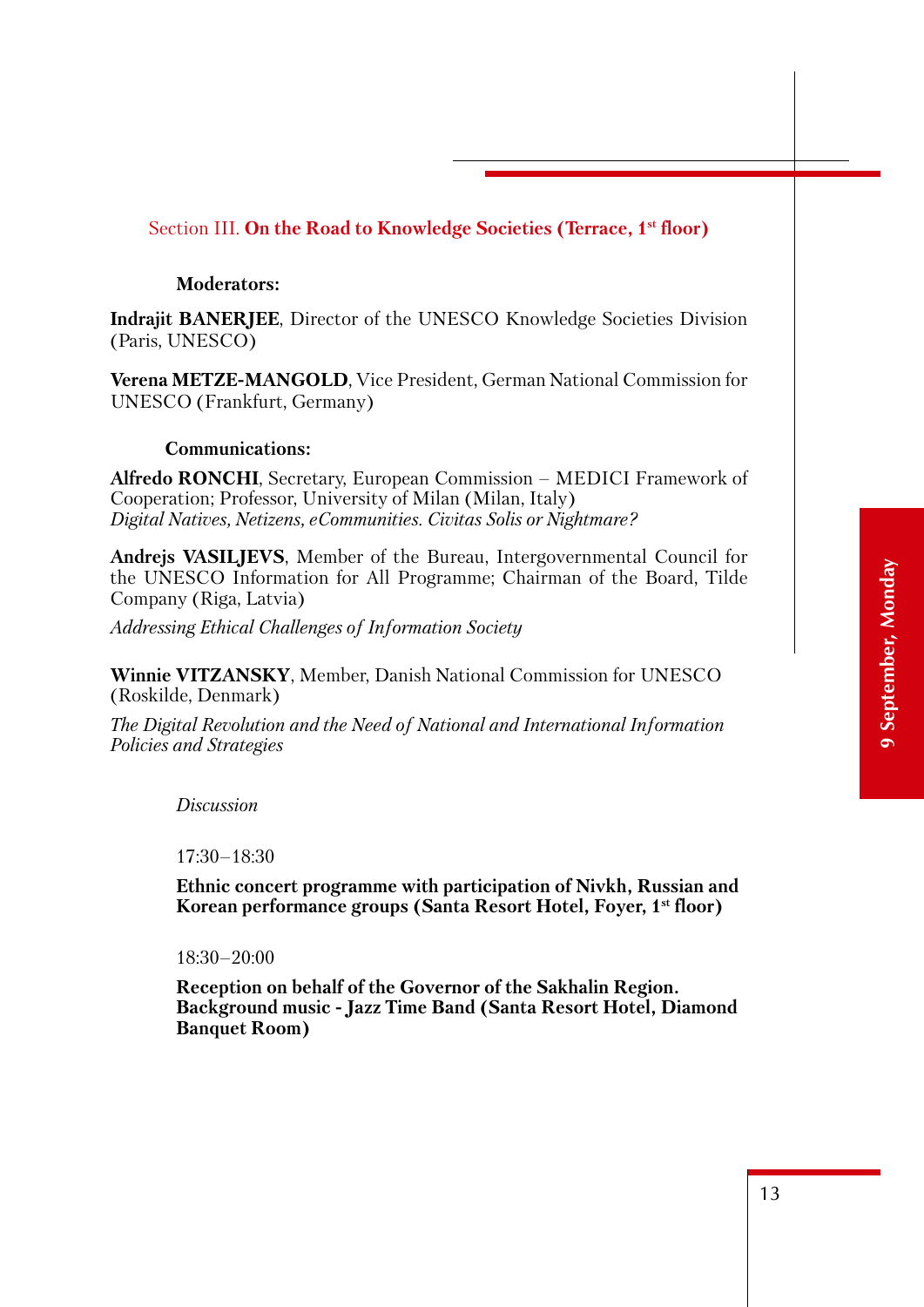## Section III. **On the Road to Knowledge Societies (Terrace, 1st floor)**

**Moderators:**

**Indrajit BANERJEE**, Director of the UNESCO Knowledge Societies Division (Paris, UNESCO)

**Verena METZE-MANGOLD**, Vice President, German National Commission for UNESCO (Frankfurt, Germany)

**Communications:**

**Alfredo RONCHI**, Secretary, European Commission – MEDICI Framework of Cooperation; Professor, University of Milan (Milan, Italy)
*Digital Natives, Netizens, eCommunities. Civitas Solis or Nightmare?*

**Andrejs VASILJEVS**, Member of the Bureau, Intergovernmental Council for the UNESCO Information for All Programme; Chairman of the Board, Tilde Company (Riga, Latvia)

*Addressing Ethical Challenges of Information Society*

**Winnie VITZANSKY**, Member, Danish National Commission for UNESCO (Roskilde, Denmark)

*The Digital Revolution and the Need of National and International Information Policies and Strategies*

*Discussion*

17:30–18:30

**Ethnic concert programme with participation of Nivkh, Russian and Korean performance groups (Santa Resort Hotel, Foyer, 1st floor)**

18:30–20:00

**Reception on behalf of the Governor of the Sakhalin Region. Background music - Jazz Time Band (Santa Resort Hotel, Diamond Banquet Room)**

9 September, Monday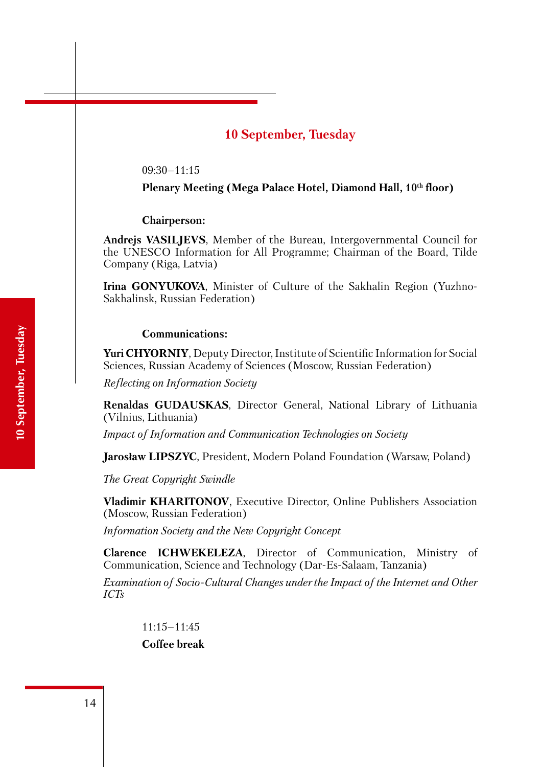## 10 September, Tuesday

09:30–11:15

**Plenary Meeting (Mega Palace Hotel, Diamond Hall, 10th floor)**

**Chairperson:**

**Andrejs VASILJEVS**, Member of the Bureau, Intergovernmental Council for the UNESCO Information for All Programme; Chairman of the Board, Tilde Company (Riga, Latvia)

**Irina GONYUKOVA**, Minister of Culture of the Sakhalin Region (Yuzhno-Sakhalinsk, Russian Federation)

**Communications:**

**Yuri CHYORNIY**, Deputy Director, Institute of Scientific Information for Social Sciences, Russian Academy of Sciences (Moscow, Russian Federation)

*Reflecting on Information Society*

**Renaldas GUDAUSKAS**, Director General, National Library of Lithuania (Vilnius, Lithuania)

*Impact of Information and Communication Technologies on Society*

**Jarosław LIPSZYC**, President, Modern Poland Foundation (Warsaw, Poland)

*The Great Copyright Swindle*

**Vladimir KHARITONOV**, Executive Director, Online Publishers Association (Moscow, Russian Federation)

*Information Society and the New Copyright Concept*

**Clarence ICHWEKELEZA**, Director of Communication, Ministry of Communication, Science and Technology (Dar-Es-Salaam, Tanzania)

*Examination of Socio-Cultural Changes under the Impact of the Internet and Other ICTs*

11:15–11:45

**Coffee break**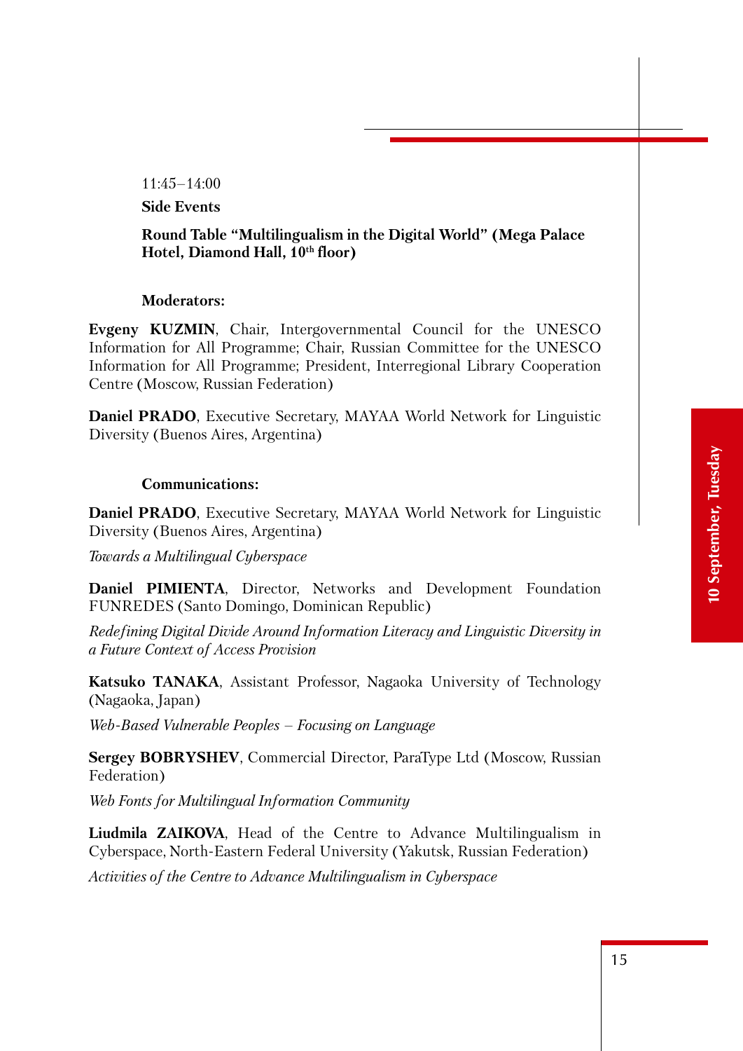11:45–14:00

**Side Events**

**Round Table "Multilingualism in the Digital World" (Mega Palace Hotel, Diamond Hall, 10th floor)**

**Moderators:**

**Evgeny KUZMIN**, Chair, Intergovernmental Council for the UNESCO Information for All Programme; Chair, Russian Committee for the UNESCO Information for All Programme; President, Interregional Library Cooperation Centre (Moscow, Russian Federation)

**Daniel PRADO**, Executive Secretary, MAYAA World Network for Linguistic Diversity (Buenos Aires, Argentina)

**Communications:**

**Daniel PRADO**, Executive Secretary, MAYAA World Network for Linguistic Diversity (Buenos Aires, Argentina)

*Towards a Multilingual Cyberspace*

**Daniel PIMIENTA**, Director, Networks and Development Foundation FUNREDES (Santo Domingo, Dominican Republic)

*Redefining Digital Divide Around Information Literacy and Linguistic Diversity in a Future Context of Access Provision*

**Katsuko TANAKA**, Assistant Professor, Nagaoka University of Technology (Nagaoka, Japan)

*Web-Based Vulnerable Peoples – Focusing on Language*

**Sergey BOBRYSHEV**, Commercial Director, ParaType Ltd (Moscow, Russian Federation)

*Web Fonts for Multilingual Information Community*

**Liudmila ZAIKOVA**, Head of the Centre to Advance Multilingualism in Cyberspace, North-Eastern Federal University (Yakutsk, Russian Federation)

*Activities of the Centre to Advance Multilingualism in Cyberspace*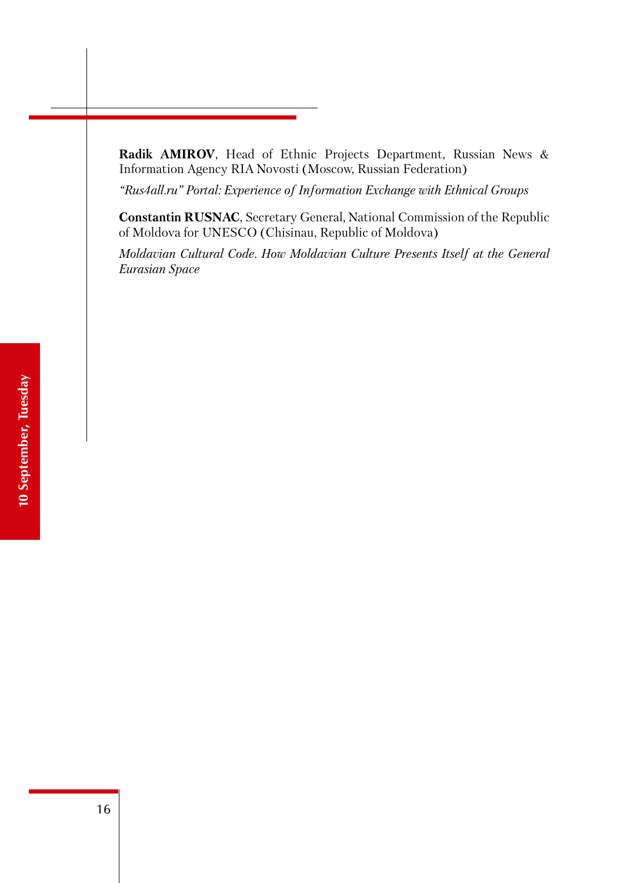**Radik AMIROV**, Head of Ethnic Projects Department, Russian News & Information Agency RIA Novosti (Moscow, Russian Federation)

*"Rus4all.ru" Portal: Experience of Information Exchange with Ethnical Groups*

**Constantin RUSNAC**, Secretary General, National Commission of the Republic of Moldova for UNESCO (Chisinau, Republic of Moldova)

*Moldavian Cultural Code. How Moldavian Culture Presents Itself at the General Eurasian Space*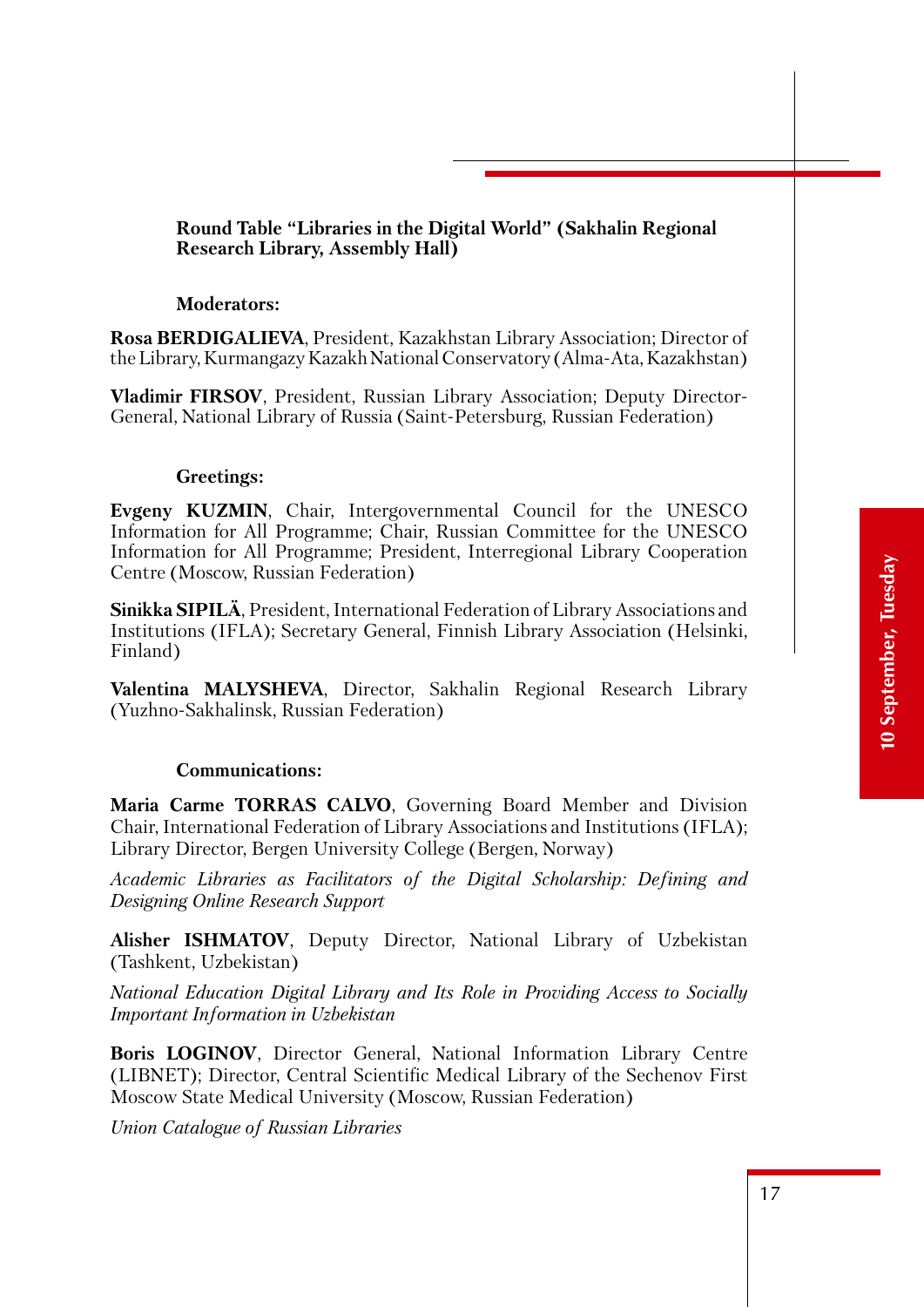**Round Table "Libraries in the Digital World" (Sakhalin Regional Research Library, Assembly Hall)**

**Moderators:**

**Rosa BERDIGALIEVA**, President, Kazakhstan Library Association; Director of the Library, Kurmangazy Kazakh National Conservatory (Alma-Ata, Kazakhstan)

**Vladimir FIRSOV**, President, Russian Library Association; Deputy Director-General, National Library of Russia (Saint-Petersburg, Russian Federation)

**Greetings:**

**Evgeny KUZMIN**, Chair, Intergovernmental Council for the UNESCO Information for All Programme; Chair, Russian Committee for the UNESCO Information for All Programme; President, Interregional Library Cooperation Centre (Moscow, Russian Federation)

**Sinikka SIPILÄ**, President, International Federation of Library Associations and Institutions (IFLA); Secretary General, Finnish Library Association (Helsinki, Finland)

**Valentina MALYSHEVA**, Director, Sakhalin Regional Research Library (Yuzhno-Sakhalinsk, Russian Federation)

**Communications:**

**Maria Carme TORRAS CALVO**, Governing Board Member and Division Chair, International Federation of Library Associations and Institutions (IFLA); Library Director, Bergen University College (Bergen, Norway)

*Academic Libraries as Facilitators of the Digital Scholarship: Defining and Designing Online Research Support*

**Alisher ISHMATOV**, Deputy Director, National Library of Uzbekistan (Tashkent, Uzbekistan)

*National Education Digital Library and Its Role in Providing Access to Socially Important Information in Uzbekistan*

**Boris LOGINOV**, Director General, National Information Library Centre (LIBNET); Director, Central Scientific Medical Library of the Sechenov First Moscow State Medical University (Moscow, Russian Federation)

*Union Catalogue of Russian Libraries*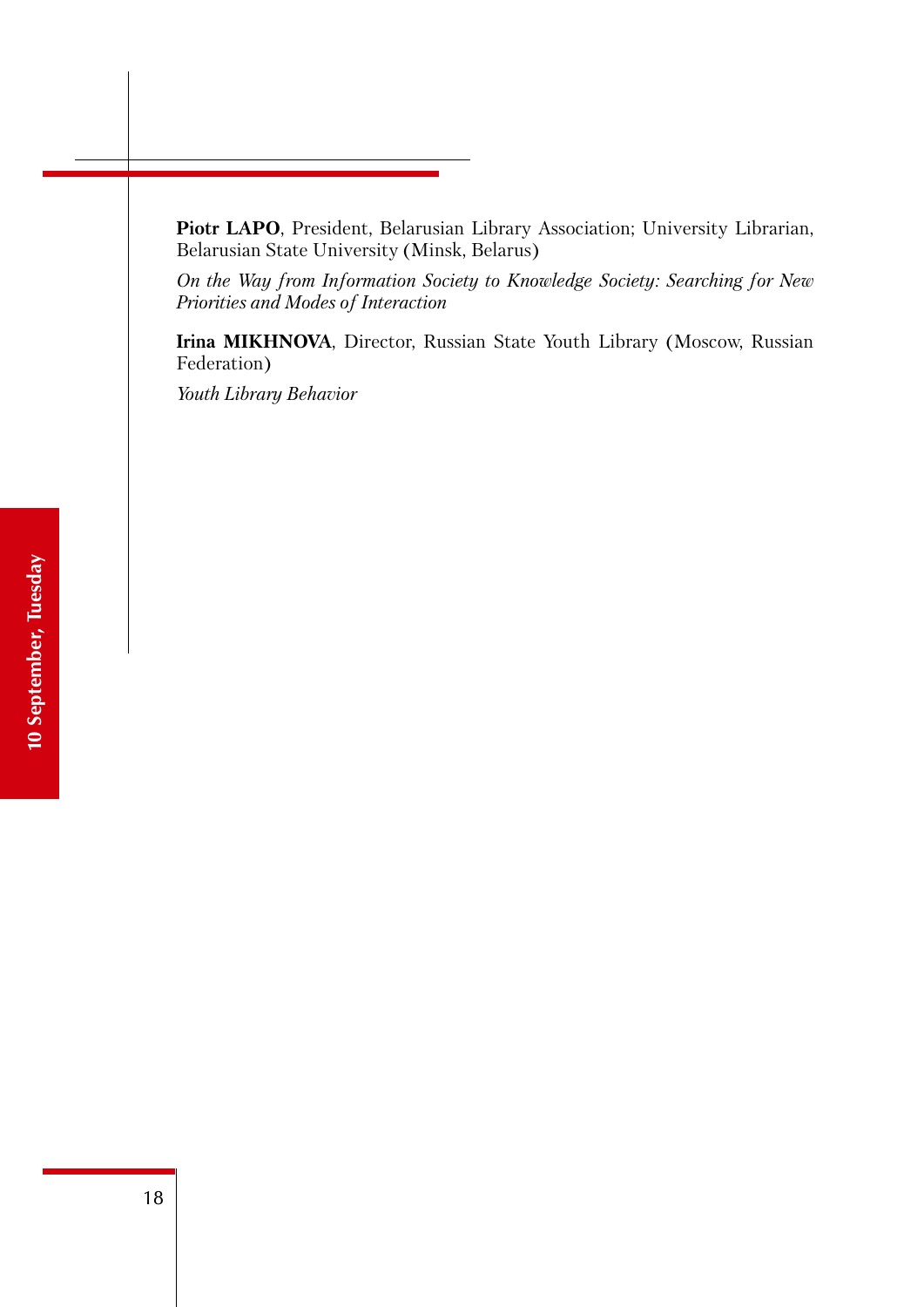**Piotr LAPO**, President, Belarusian Library Association; University Librarian, Belarusian State University (Minsk, Belarus)

*On the Way from Information Society to Knowledge Society: Searching for New Priorities and Modes of Interaction*

**Irina MIKHNOVA**, Director, Russian State Youth Library (Moscow, Russian Federation)

*Youth Library Behavior*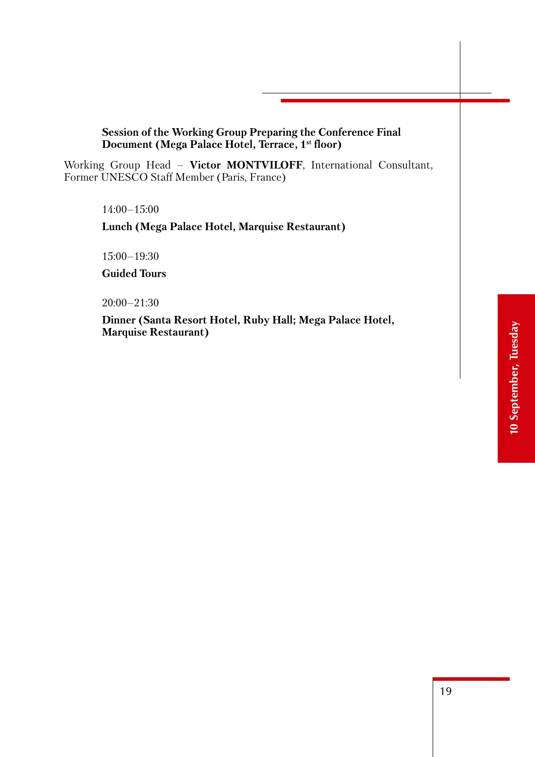**Session of the Working Group Preparing the Conference Final Document (Mega Palace Hotel, Terrace, 1st floor)**

Working Group Head – **Victor MONTVILOFF**, International Consultant, Former UNESCO Staff Member (Paris, France)

14:00–15:00

**Lunch (Mega Palace Hotel, Marquise Restaurant)**

15:00–19:30

**Guided Tours**

20:00–21:30

**Dinner (Santa Resort Hotel, Ruby Hall; Mega Palace Hotel, Marquise Restaurant)**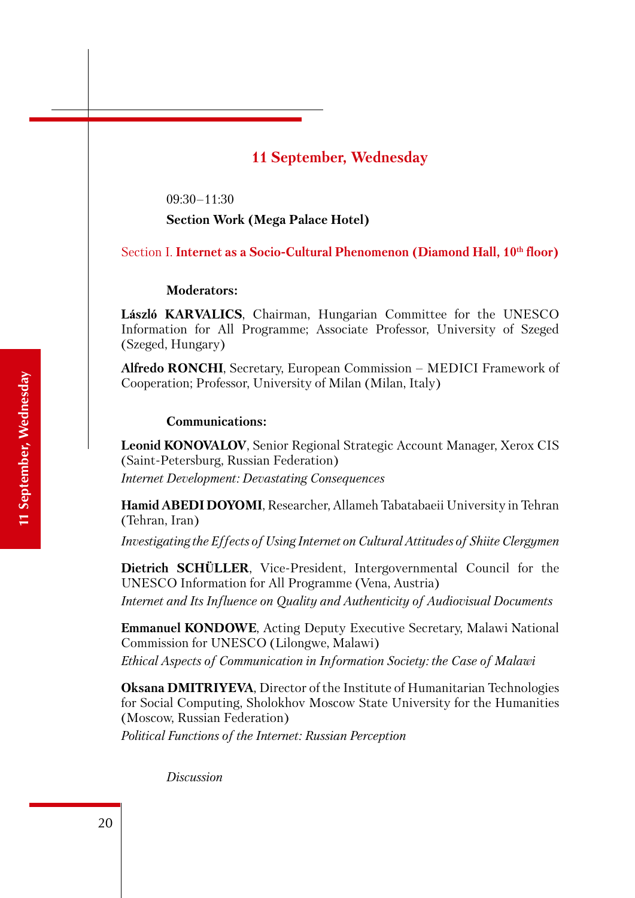## 11 September, Wednesday

09:30–11:30

**Section Work (Mega Palace Hotel)**

### Section I. **Internet as a Socio-Cultural Phenomenon (Diamond Hall, 10th floor)**

**Moderators:**

**László KARVALICS**, Chairman, Hungarian Committee for the UNESCO Information for All Programme; Associate Professor, University of Szeged (Szeged, Hungary)

**Alfredo RONCHI**, Secretary, European Commission – MEDICI Framework of Cooperation; Professor, University of Milan (Milan, Italy)

**Communications:**

**Leonid KONOVALOV**, Senior Regional Strategic Account Manager, Xerox CIS (Saint-Petersburg, Russian Federation)
*Internet Development: Devastating Consequences*

**Hamid ABEDI DOYOMI**, Researcher, Allameh Tabatabaeii University in Tehran (Tehran, Iran)
*Investigating the Effects of Using Internet on Cultural Attitudes of Shiite Clergymen*

**Dietrich SCHÜLLER**, Vice-President, Intergovernmental Council for the UNESCO Information for All Programme (Vena, Austria)
*Internet and Its Influence on Quality and Authenticity of Audiovisual Documents*

**Emmanuel KONDOWE**, Acting Deputy Executive Secretary, Malawi National Commission for UNESCO (Lilongwe, Malawi)
*Ethical Aspects of Communication in Information Society: the Case of Malawi*

**Oksana DMITRIYEVA**, Director of the Institute of Humanitarian Technologies for Social Computing, Sholokhov Moscow State University for the Humanities (Moscow, Russian Federation)
*Political Functions of the Internet: Russian Perception*

*Discussion*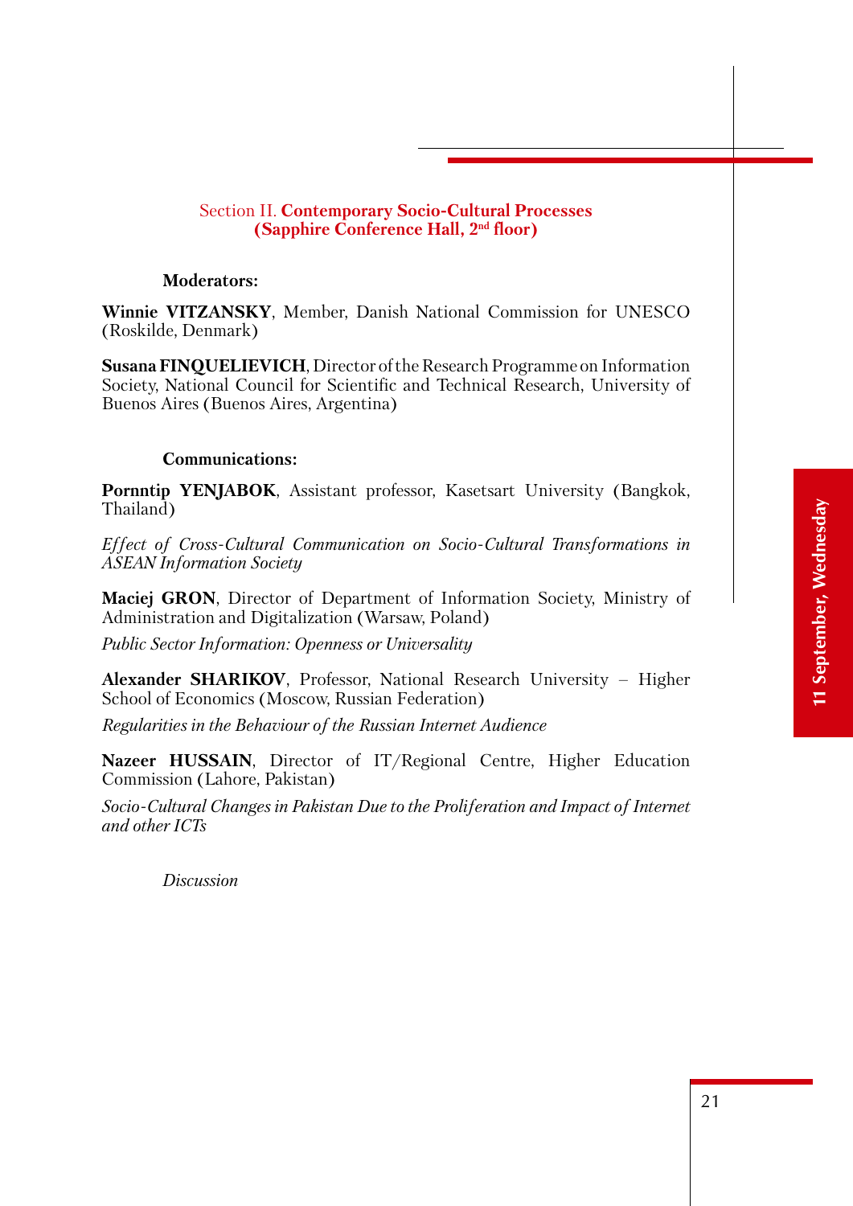## Section II. **Contemporary Socio-Cultural Processes (Sapphire Conference Hall, 2nd floor)**

**Moderators:**

**Winnie VITZANSKY**, Member, Danish National Commission for UNESCO (Roskilde, Denmark)

**Susana FINQUELIEVICH**, Director of the Research Programme on Information Society, National Council for Scientific and Technical Research, University of Buenos Aires (Buenos Aires, Argentina)

**Communications:**

**Pornntip YENJABOK**, Assistant professor, Kasetsart University (Bangkok, Thailand)

*Effect of Cross-Cultural Communication on Socio-Cultural Transformations in ASEAN Information Society*

**Maciej GRON**, Director of Department of Information Society, Ministry of Administration and Digitalization (Warsaw, Poland)

*Public Sector Information: Openness or Universality*

**Alexander SHARIKOV**, Professor, National Research University – Higher School of Economics (Moscow, Russian Federation)

*Regularities in the Behaviour of the Russian Internet Audience*

**Nazeer HUSSAIN**, Director of IT/Regional Centre, Higher Education Commission (Lahore, Pakistan)

*Socio-Cultural Changes in Pakistan Due to the Proliferation and Impact of Internet and other ICTs*

*Discussion*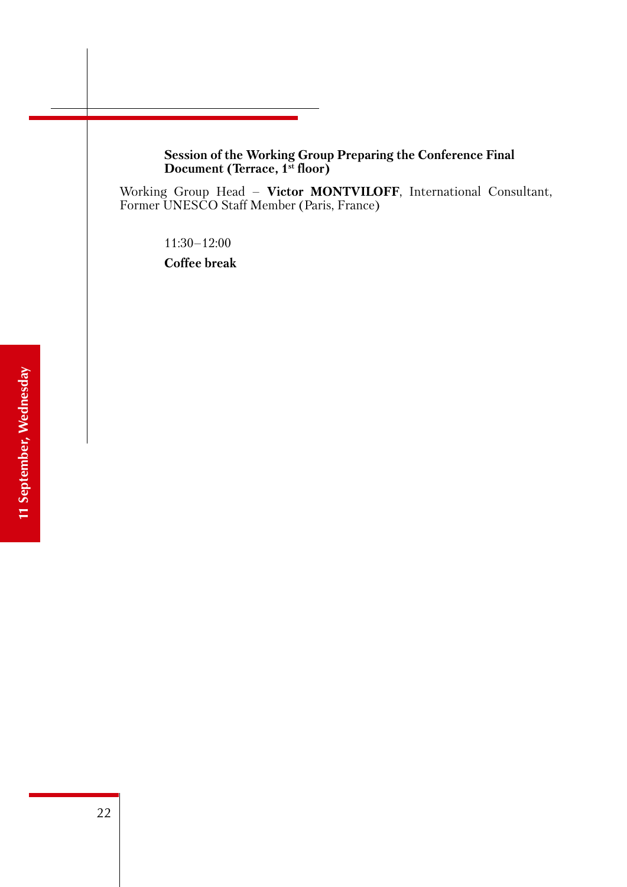**Session of the Working Group Preparing the Conference Final Document (Terrace, 1st floor)**

Working Group Head – **Victor MONTVILOFF**, International Consultant, Former UNESCO Staff Member (Paris, France)

11:30–12:00

**Coffee break**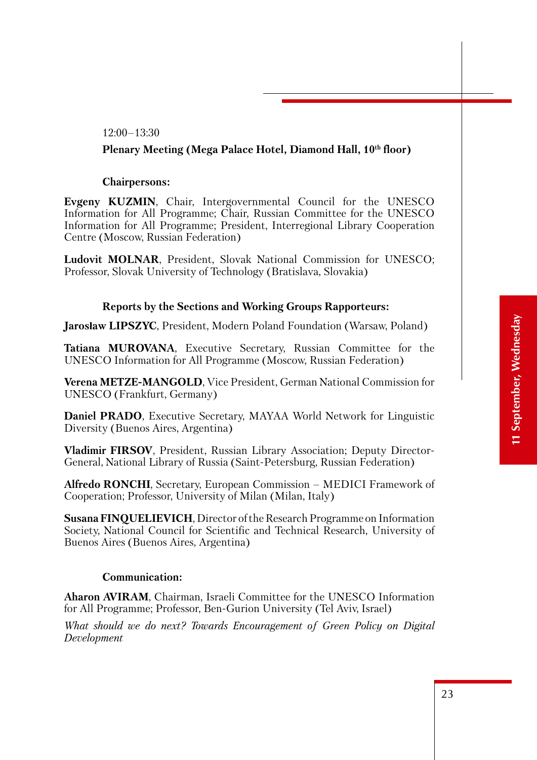12:00–13:30

**Plenary Meeting (Mega Palace Hotel, Diamond Hall, 10th floor)**

**Chairpersons:**

**Evgeny KUZMIN**, Chair, Intergovernmental Council for the UNESCO Information for All Programme; Chair, Russian Committee for the UNESCO Information for All Programme; President, Interregional Library Cooperation Centre (Moscow, Russian Federation)

**Ludovit MOLNAR**, President, Slovak National Commission for UNESCO; Professor, Slovak University of Technology (Bratislava, Slovakia)

**Reports by the Sections and Working Groups Rapporteurs:**

**Jarosław LIPSZYC**, President, Modern Poland Foundation (Warsaw, Poland)

**Tatiana MUROVANA**, Executive Secretary, Russian Committee for the UNESCO Information for All Programme (Moscow, Russian Federation)

**Verena METZE-MANGOLD**, Vice President, German National Commission for UNESCO (Frankfurt, Germany)

**Daniel PRADO**, Executive Secretary, MAYAA World Network for Linguistic Diversity (Buenos Aires, Argentina)

**Vladimir FIRSOV**, President, Russian Library Association; Deputy Director-General, National Library of Russia (Saint-Petersburg, Russian Federation)

**Alfredo RONCHI**, Secretary, European Commission – MEDICI Framework of Cooperation; Professor, University of Milan (Milan, Italy)

**Susana FINQUELIEVICH**, Director of the Research Programme on Information Society, National Council for Scientific and Technical Research, University of Buenos Aires (Buenos Aires, Argentina)

**Communication:**

**Aharon AVIRAM**, Chairman, Israeli Committee for the UNESCO Information for All Programme; Professor, Ben-Gurion University (Tel Aviv, Israel)

*What should we do next? Towards Encouragement of Green Policy on Digital Development*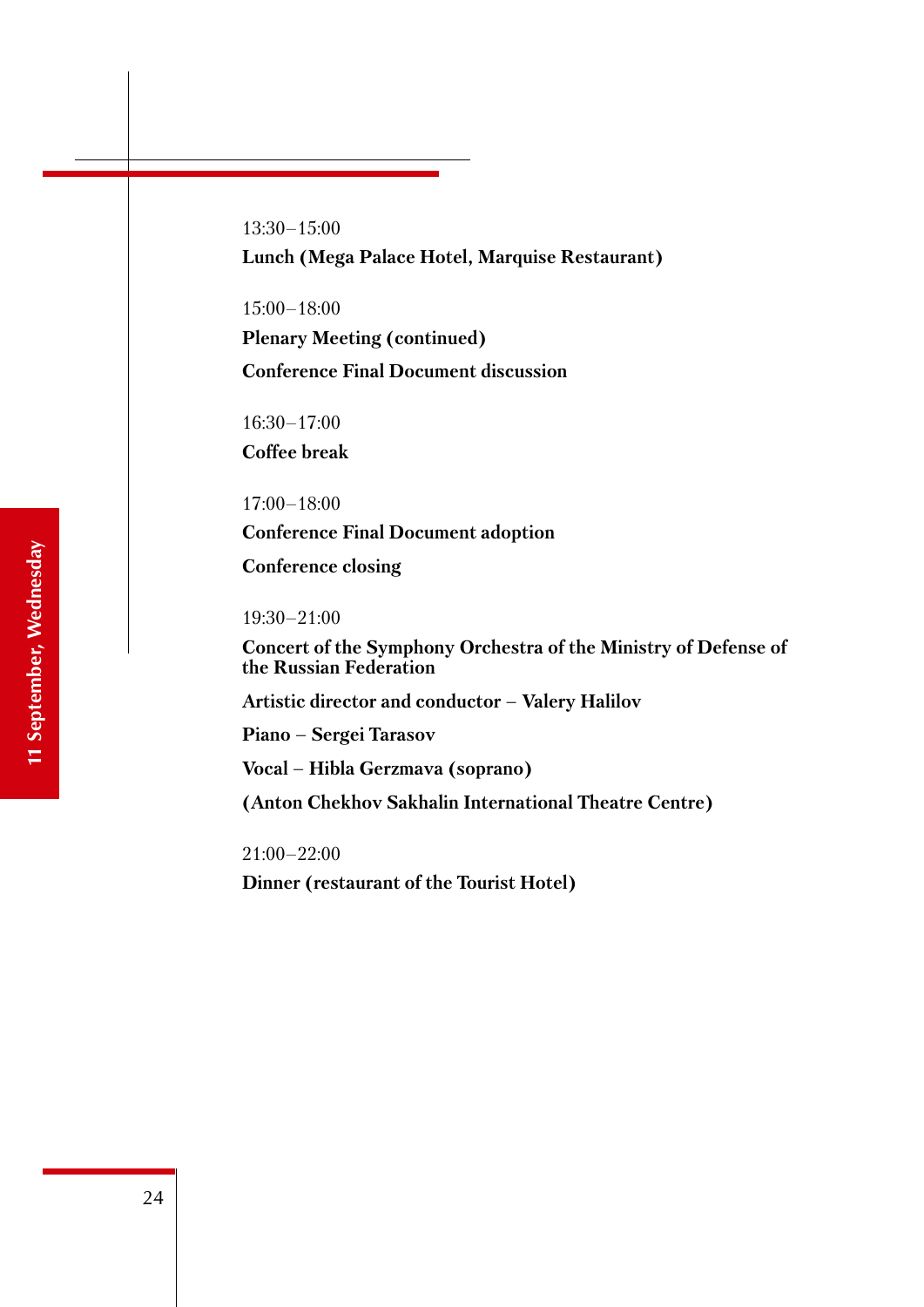## 11 September, Wednesday

13:30–15:00

**Lunch (Mega Palace Hotel, Marquise Restaurant)**

15:00–18:00

**Plenary Meeting (continued)**

**Conference Final Document discussion**

16:30–17:00

**Coffee break**

17:00–18:00

**Conference Final Document adoption**

**Conference closing**

19:30–21:00

**Concert of the Symphony Orchestra of the Ministry of Defense of the Russian Federation**

**Artistic director and conductor – Valery Halilov**

**Piano – Sergei Tarasov**

**Vocal – Hibla Gerzmava (soprano)**

**(Anton Chekhov Sakhalin International Theatre Centre)**

21:00–22:00

**Dinner (restaurant of the Tourist Hotel)**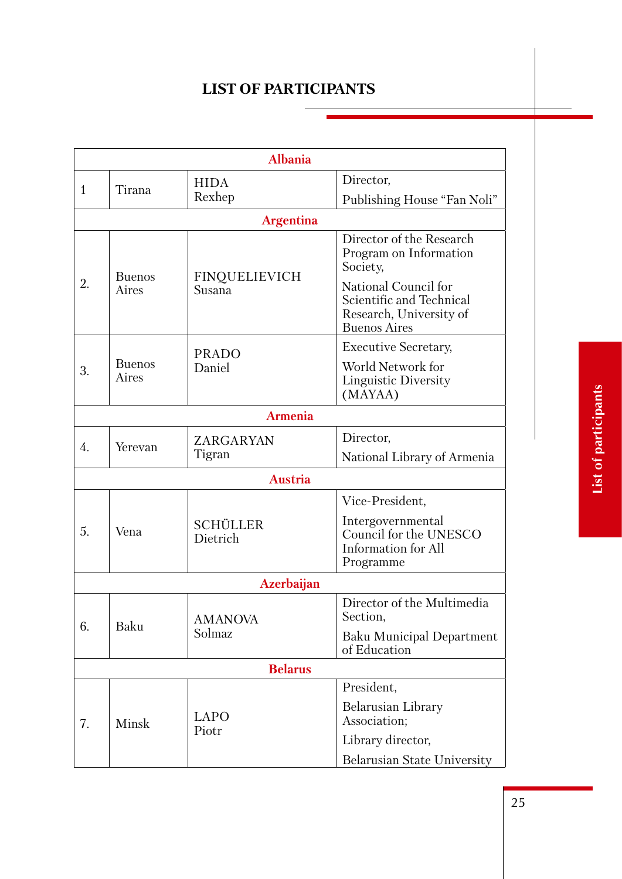## LIST OF PARTICIPANTS

| | | | |
|---|---|---|---|
| **Albania** | | | |
| 1 | Tirana | HIDA Rexhep | Director, Publishing House "Fan Noli" |
| **Argentina** | | | |
| 2. | Buenos Aires | FINQUELIEVICH Susana | Director of the Research Program on Information Society, National Council for Scientific and Technical Research, University of Buenos Aires |
| 3. | Buenos Aires | PRADO Daniel | Executive Secretary, World Network for Linguistic Diversity (MAYAA) |
| **Armenia** | | | |
| 4. | Yerevan | ZARGARYAN Tigran | Director, National Library of Armenia |
| **Austria** | | | |
| 5. | Vena | SCHÜLLER Dietrich | Vice-President, Intergovernmental Council for the UNESCO Information for All Programme |
| **Azerbaijan** | | | |
| 6. | Baku | AMANOVA Solmaz | Director of the Multimedia Section, Baku Municipal Department of Education |
| **Belarus** | | | |
| 7. | Minsk | LAPO Piotr | President, Belarusian Library Association; Library director, Belarusian State University |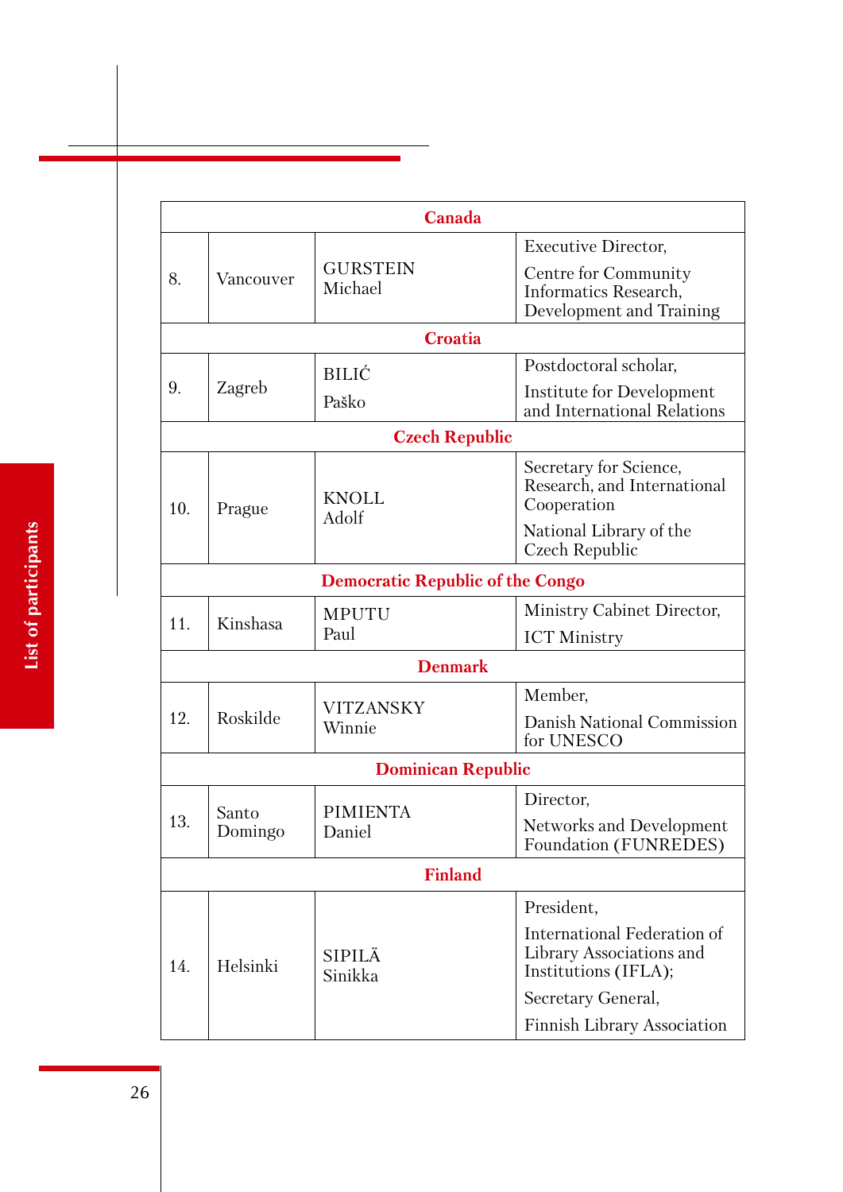| | | | |
|---|---|---|---|
| **Canada** | | | |
| 8. | Vancouver | GURSTEIN Michael | Executive Director, Centre for Community Informatics Research, Development and Training |
| **Croatia** | | | |
| 9. | Zagreb | BILIĆ Paško | Postdoctoral scholar, Institute for Development and International Relations |
| **Czech Republic** | | | |
| 10. | Prague | KNOLL Adolf | Secretary for Science, Research, and International Cooperation National Library of the Czech Republic |
| **Democratic Republic of the Congo** | | | |
| 11. | Kinshasa | MPUTU Paul | Ministry Cabinet Director, ICT Ministry |
| **Denmark** | | | |
| 12. | Roskilde | VITZANSKY Winnie | Member, Danish National Commission for UNESCO |
| **Dominican Republic** | | | |
| 13. | Santo Domingo | PIMIENTA Daniel | Director, Networks and Development Foundation (FUNREDES) |
| **Finland** | | | |
| 14. | Helsinki | SIPILÄ Sinikka | President, International Federation of Library Associations and Institutions (IFLA); Secretary General, Finnish Library Association |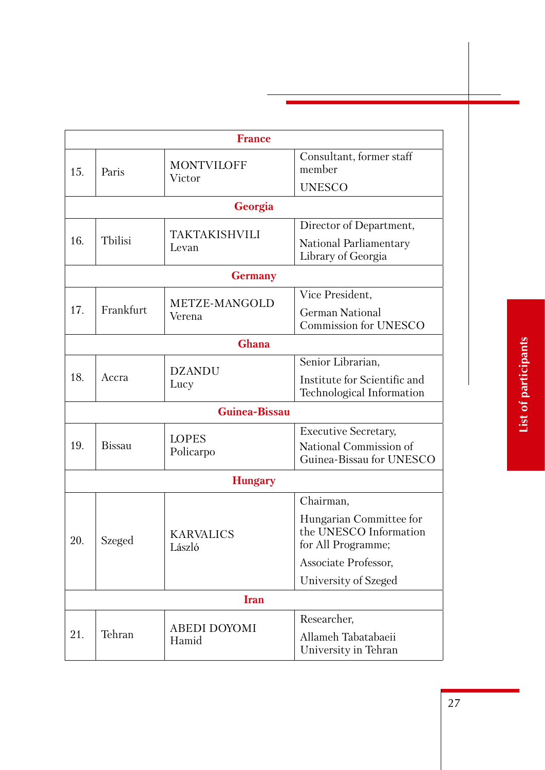| | | | |
|---|---|---|---|
| **France** | | | |
| 15. | Paris | MONTVILOFF Victor | Consultant, former staff member<br><br>UNESCO |
| **Georgia** | | | |
| 16. | Tbilisi | TAKTAKISHVILI Levan | Director of Department,<br><br>National Parliamentary Library of Georgia |
| **Germany** | | | |
| 17. | Frankfurt | METZE-MANGOLD Verena | Vice President,<br><br>German National Commission for UNESCO |
| **Ghana** | | | |
| 18. | Accra | DZANDU Lucy | Senior Librarian,<br><br>Institute for Scientific and Technological Information |
| **Guinea-Bissau** | | | |
| 19. | Bissau | LOPES Policarpo | Executive Secretary,<br><br>National Commission of Guinea-Bissau for UNESCO |
| **Hungary** | | | |
| 20. | Szeged | KARVALICS László | Chairman,<br><br>Hungarian Committee for the UNESCO Information for All Programme;<br><br>Associate Professor,<br><br>University of Szeged |
| **Iran** | | | |
| 21. | Tehran | ABEDI DOYOMI Hamid | Researcher,<br><br>Allameh Tabatabaeii University in Tehran |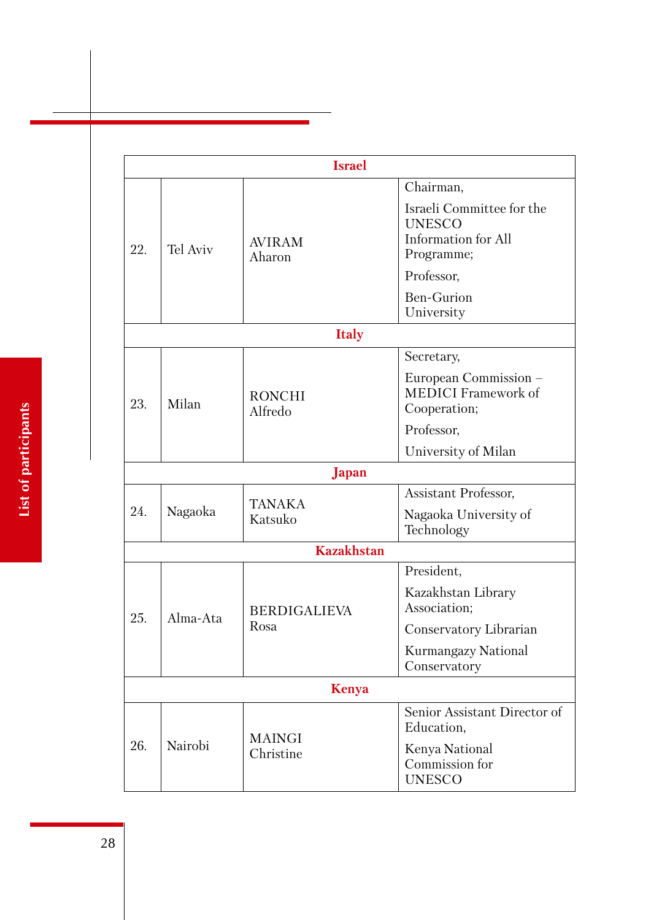| Israel | | | |
|---|---|---|---|
| 22. | Tel Aviv | AVIRAM Aharon | Chairman, Israeli Committee for the UNESCO Information for All Programme; Professor, Ben-Gurion University |
| **Italy** | | | |
| 23. | Milan | RONCHI Alfredo | Secretary, European Commission – MEDICI Framework of Cooperation; Professor, University of Milan |
| **Japan** | | | |
| 24. | Nagaoka | TANAKA Katsuko | Assistant Professor, Nagaoka University of Technology |
| **Kazakhstan** | | | |
| 25. | Alma-Ata | BERDIGALIEVA Rosa | President, Kazakhstan Library Association; Conservatory Librarian Kurmangazy National Conservatory |
| **Kenya** | | | |
| 26. | Nairobi | MAINGI Christine | Senior Assistant Director of Education, Kenya National Commission for UNESCO |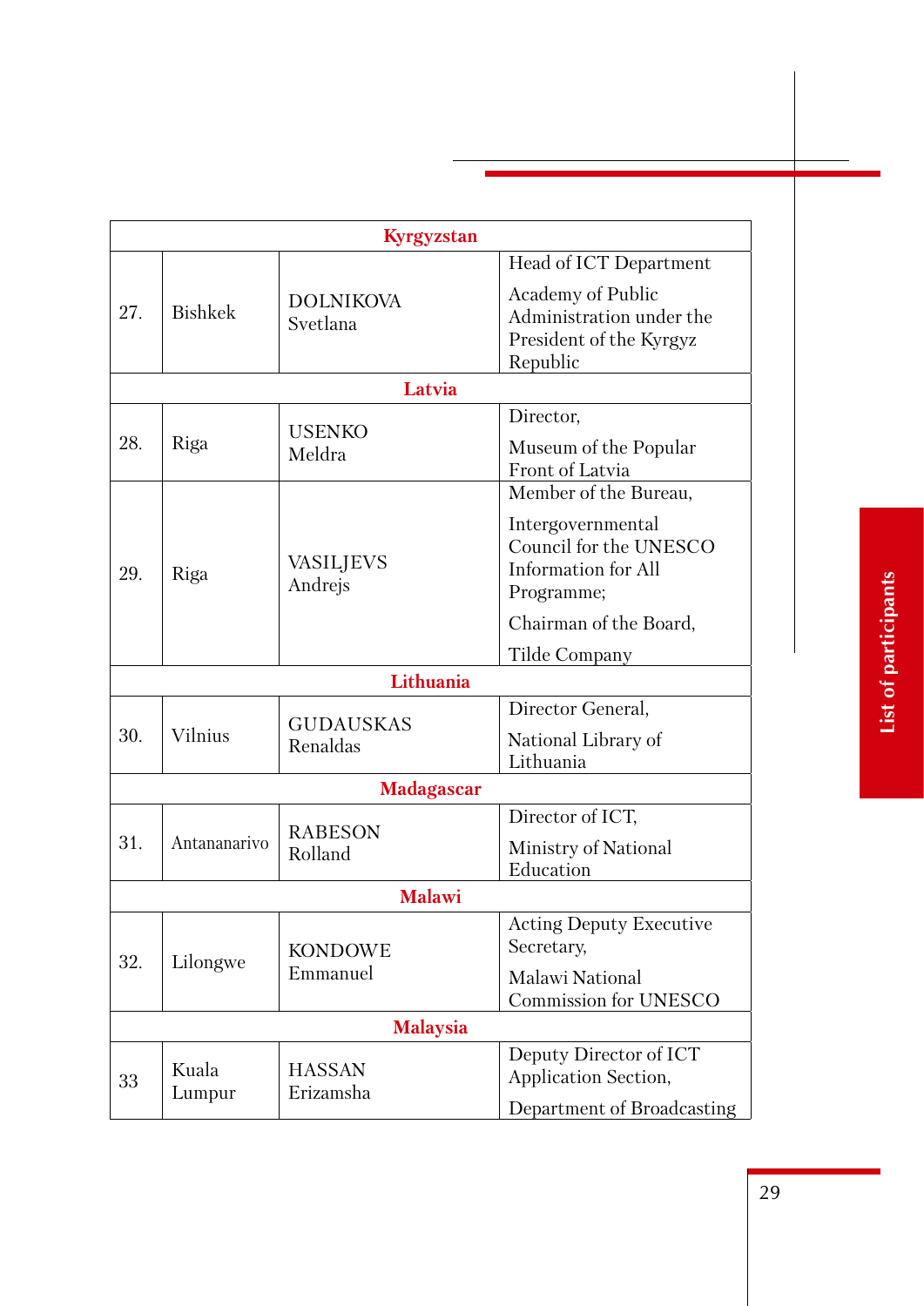| | | | |
|---|---|---|---|
| **Kyrgyzstan** | | | |
| 27. | Bishkek | DOLNIKOVA Svetlana | Head of ICT Department<br>Academy of Public Administration under the President of the Kyrgyz Republic |
| **Latvia** | | | |
| 28. | Riga | USENKO Meldra | Director,<br>Museum of the Popular Front of Latvia |
| 29. | Riga | VASILJEVS Andrejs | Member of the Bureau,<br>Intergovernmental Council for the UNESCO Information for All Programme;<br>Chairman of the Board,<br>Tilde Company |
| **Lithuania** | | | |
| 30. | Vilnius | GUDAUSKAS Renaldas | Director General,<br>National Library of Lithuania |
| **Madagascar** | | | |
| 31. | Antananarivo | RABESON Rolland | Director of ICT,<br>Ministry of National Education |
| **Malawi** | | | |
| 32. | Lilongwe | KONDOWE Emmanuel | Acting Deputy Executive Secretary,<br>Malawi National Commission for UNESCO |
| **Malaysia** | | | |
| 33 | Kuala Lumpur | HASSAN Erizamsha | Deputy Director of ICT Application Section,<br>Department of Broadcasting |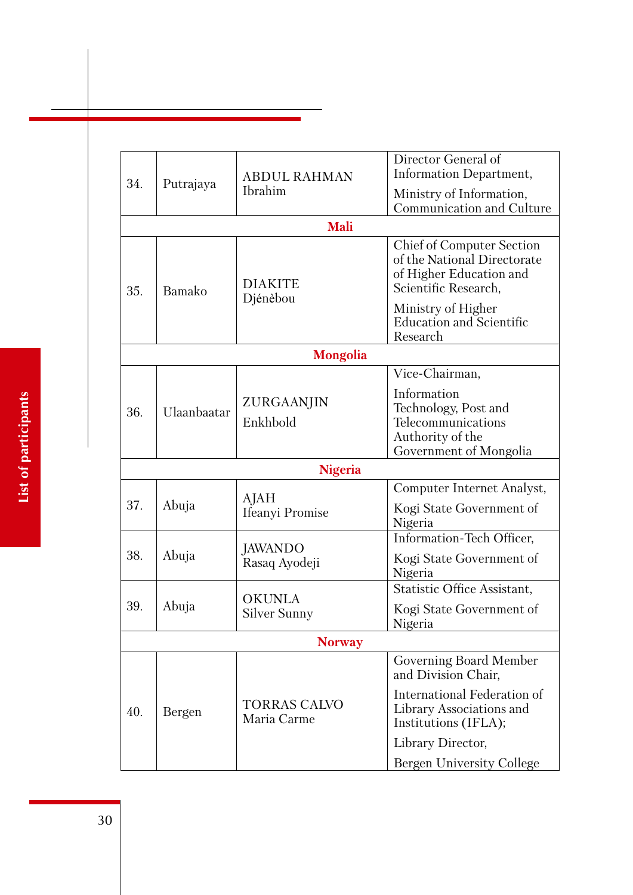| | | | |
|---|---|---|---|
| 34. | Putrajaya | ABDUL RAHMAN Ibrahim | Director General of Information Department, Ministry of Information, Communication and Culture |
| **Mali** | | | |
| 35. | Bamako | DIAKITE Djénèbou | Chief of Computer Section of the National Directorate of Higher Education and Scientific Research, Ministry of Higher Education and Scientific Research |
| **Mongolia** | | | |
| 36. | Ulaanbaatar | ZURGAANJIN Enkhbold | Vice-Chairman, Information Technology, Post and Telecommunications Authority of the Government of Mongolia |
| **Nigeria** | | | |
| 37. | Abuja | AJAH Ifeanyi Promise | Computer Internet Analyst, Kogi State Government of Nigeria |
| 38. | Abuja | JAWANDO Rasaq Ayodeji | Information-Tech Officer, Kogi State Government of Nigeria |
| 39. | Abuja | OKUNLA Silver Sunny | Statistic Office Assistant, Kogi State Government of Nigeria |
| **Norway** | | | |
| 40. | Bergen | TORRAS CALVO Maria Carme | Governing Board Member and Division Chair, International Federation of Library Associations and Institutions (IFLA); Library Director, Bergen University College |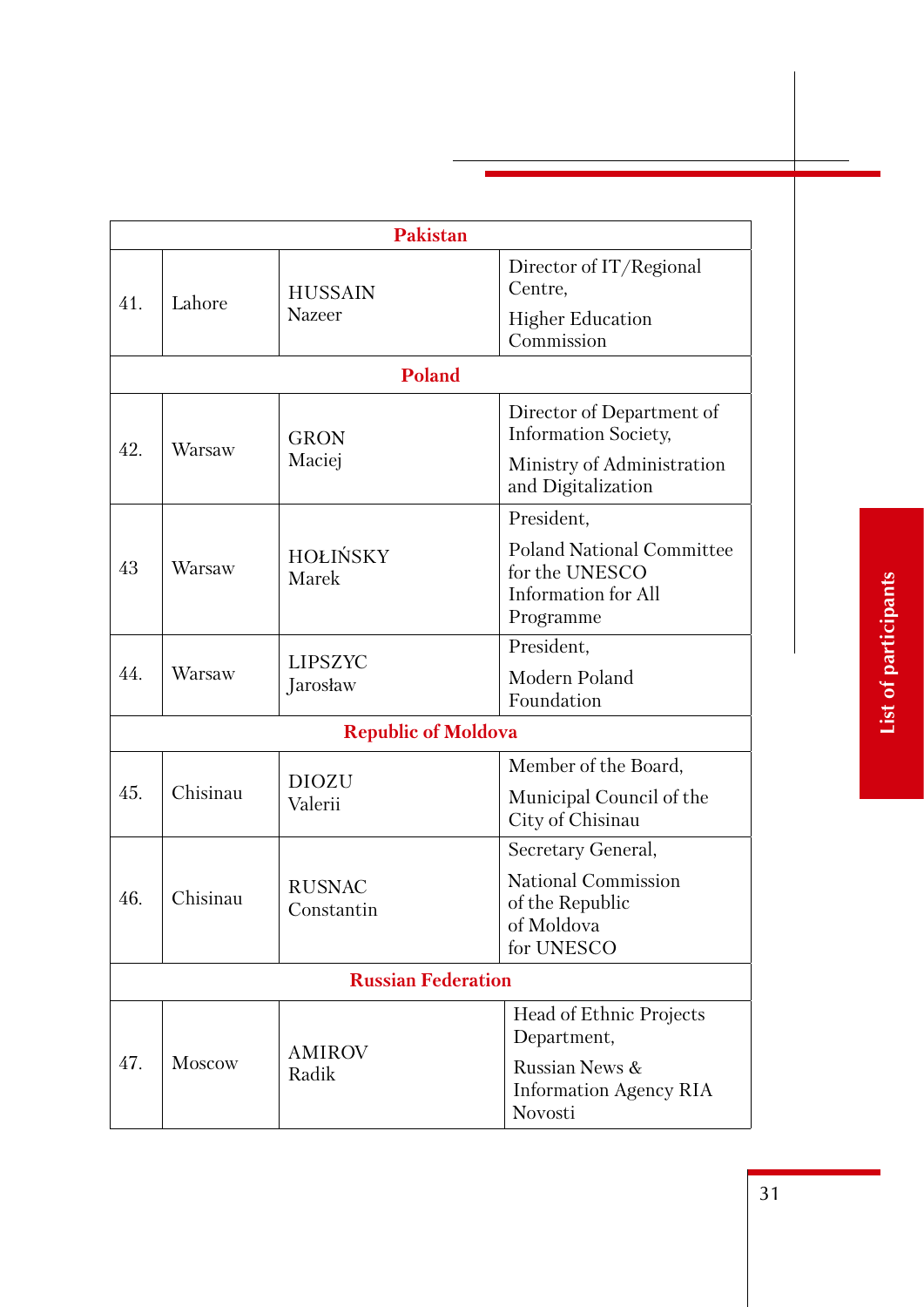| | | | |
|---|---|---|---|
| **Pakistan** | | | |
| 41. | Lahore | HUSSAIN Nazeer | Director of IT/Regional Centre, Higher Education Commission |
| **Poland** | | | |
| 42. | Warsaw | GRON Maciej | Director of Department of Information Society, Ministry of Administration and Digitalization |
| 43 | Warsaw | HOŁIŃSKY Marek | President, Poland National Committee for the UNESCO Information for All Programme |
| 44. | Warsaw | LIPSZYC Jarosław | President, Modern Poland Foundation |
| **Republic of Moldova** | | | |
| 45. | Chisinau | DIOZU Valerii | Member of the Board, Municipal Council of the City of Chisinau |
| 46. | Chisinau | RUSNAC Constantin | Secretary General, National Commission of the Republic of Moldova for UNESCO |
| **Russian Federation** | | | |
| 47. | Moscow | AMIROV Radik | Head of Ethnic Projects Department, Russian News & Information Agency RIA Novosti |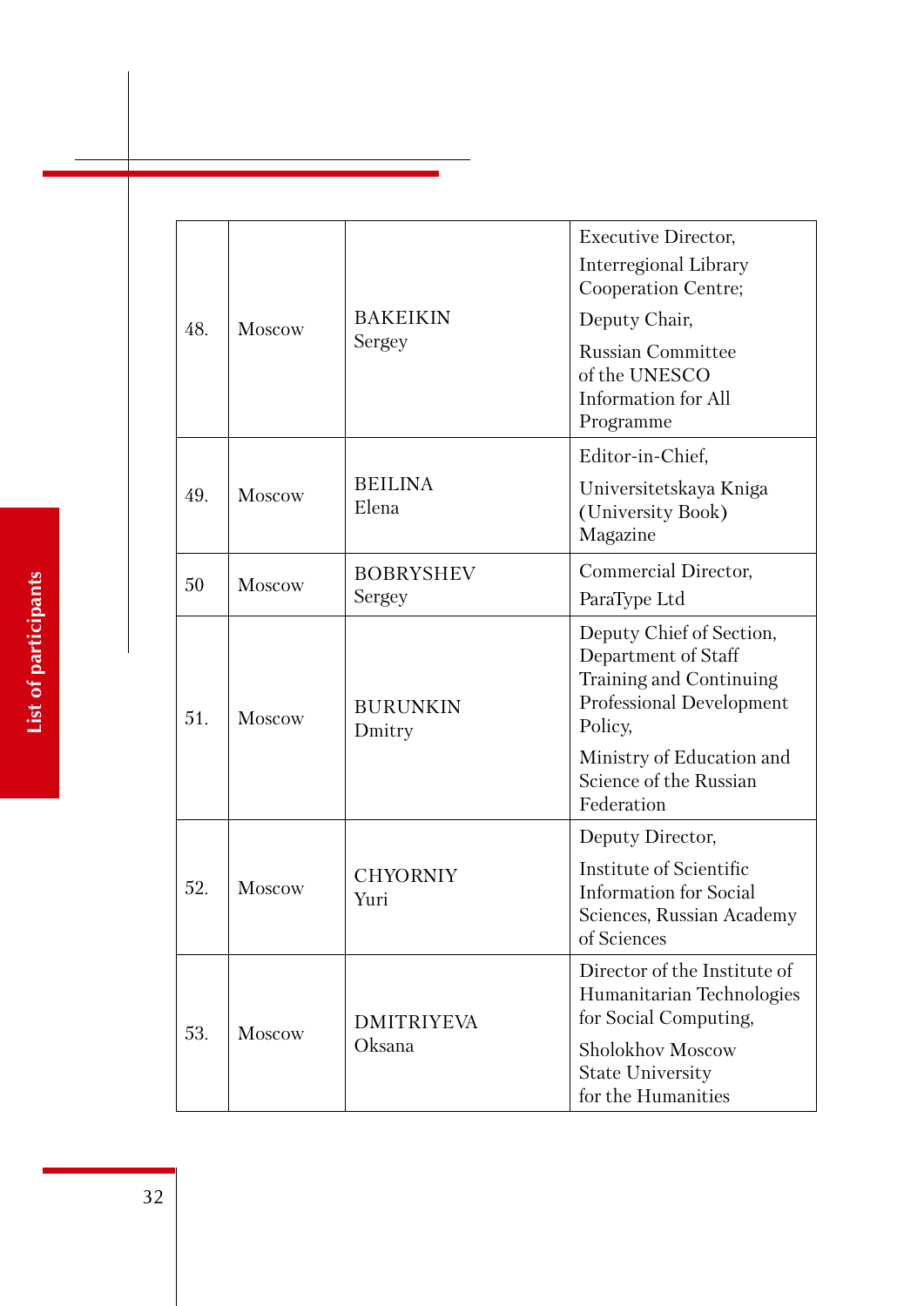| | | | |
|---|---|---|---|
| 48. | Moscow | BAKEIKIN Sergey | Executive Director, Interregional Library Cooperation Centre; Deputy Chair, Russian Committee of the UNESCO Information for All Programme |
| 49. | Moscow | BEILINA Elena | Editor-in-Chief, Universitetskaya Kniga (University Book) Magazine |
| 50 | Moscow | BOBRYSHEV Sergey | Commercial Director, ParaType Ltd |
| 51. | Moscow | BURUNKIN Dmitry | Deputy Chief of Section, Department of Staff Training and Continuing Professional Development Policy, Ministry of Education and Science of the Russian Federation |
| 52. | Moscow | CHYORNIY Yuri | Deputy Director, Institute of Scientific Information for Social Sciences, Russian Academy of Sciences |
| 53. | Moscow | DMITRIYEVA Oksana | Director of the Institute of Humanitarian Technologies for Social Computing, Sholokhov Moscow State University for the Humanities |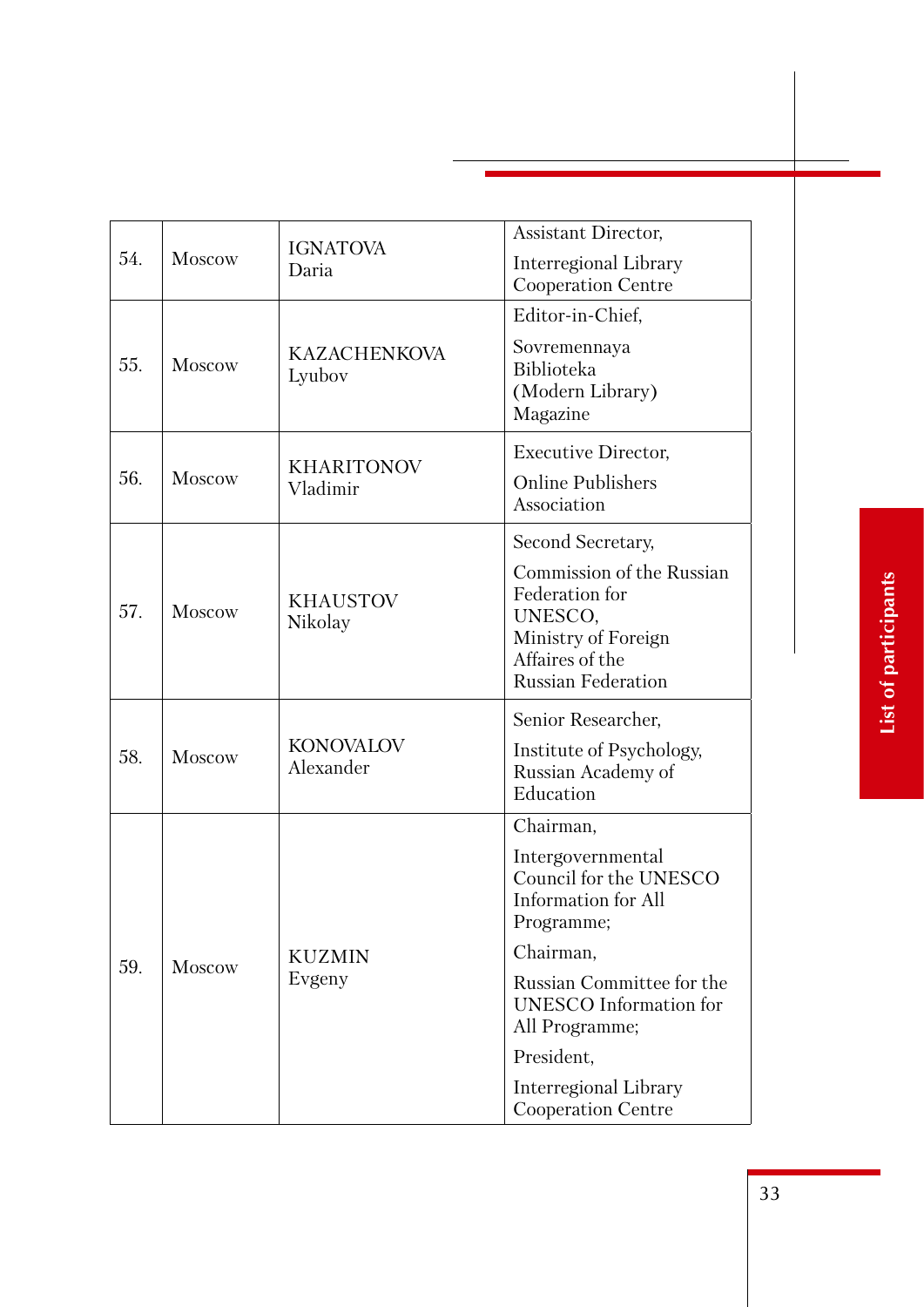| | | | |
|---|---|---|---|
| 54. | Moscow | IGNATOVA Daria | Assistant Director, Interregional Library Cooperation Centre |
| 55. | Moscow | KAZACHENKOVA Lyubov | Editor-in-Chief, Sovremennaya Biblioteka (Modern Library) Magazine |
| 56. | Moscow | KHARITONOV Vladimir | Executive Director, Online Publishers Association |
| 57. | Moscow | KHAUSTOV Nikolay | Second Secretary, Commission of the Russian Federation for UNESCO, Ministry of Foreign Affaires of the Russian Federation |
| 58. | Moscow | KONOVALOV Alexander | Senior Researcher, Institute of Psychology, Russian Academy of Education |
| 59. | Moscow | KUZMIN Evgeny | Chairman, Intergovernmental Council for the UNESCO Information for All Programme; Chairman, Russian Committee for the UNESCO Information for All Programme; President, Interregional Library Cooperation Centre |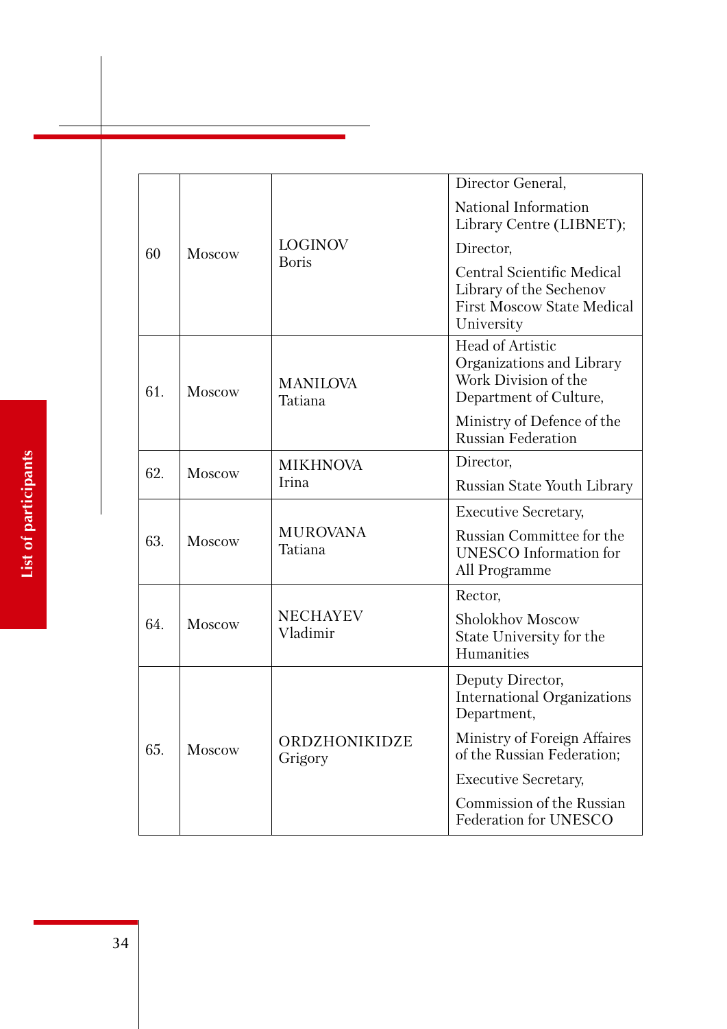| | | | |
|---|---|---|---|
| 60 | Moscow | LOGINOV Boris | Director General, National Information Library Centre (LIBNET); Director, Central Scientific Medical Library of the Sechenov First Moscow State Medical University |
| 61. | Moscow | MANILOVA Tatiana | Head of Artistic Organizations and Library Work Division of the Department of Culture, Ministry of Defence of the Russian Federation |
| 62. | Moscow | MIKHNOVA Irina | Director, Russian State Youth Library |
| 63. | Moscow | MUROVANA Tatiana | Executive Secretary, Russian Committee for the UNESCO Information for All Programme |
| 64. | Moscow | NECHAYEV Vladimir | Rector, Sholokhov Moscow State University for the Humanities |
| 65. | Moscow | ORDZHONIKIDZE Grigory | Deputy Director, International Organizations Department, Ministry of Foreign Affaires of the Russian Federation; Executive Secretary, Commission of the Russian Federation for UNESCO |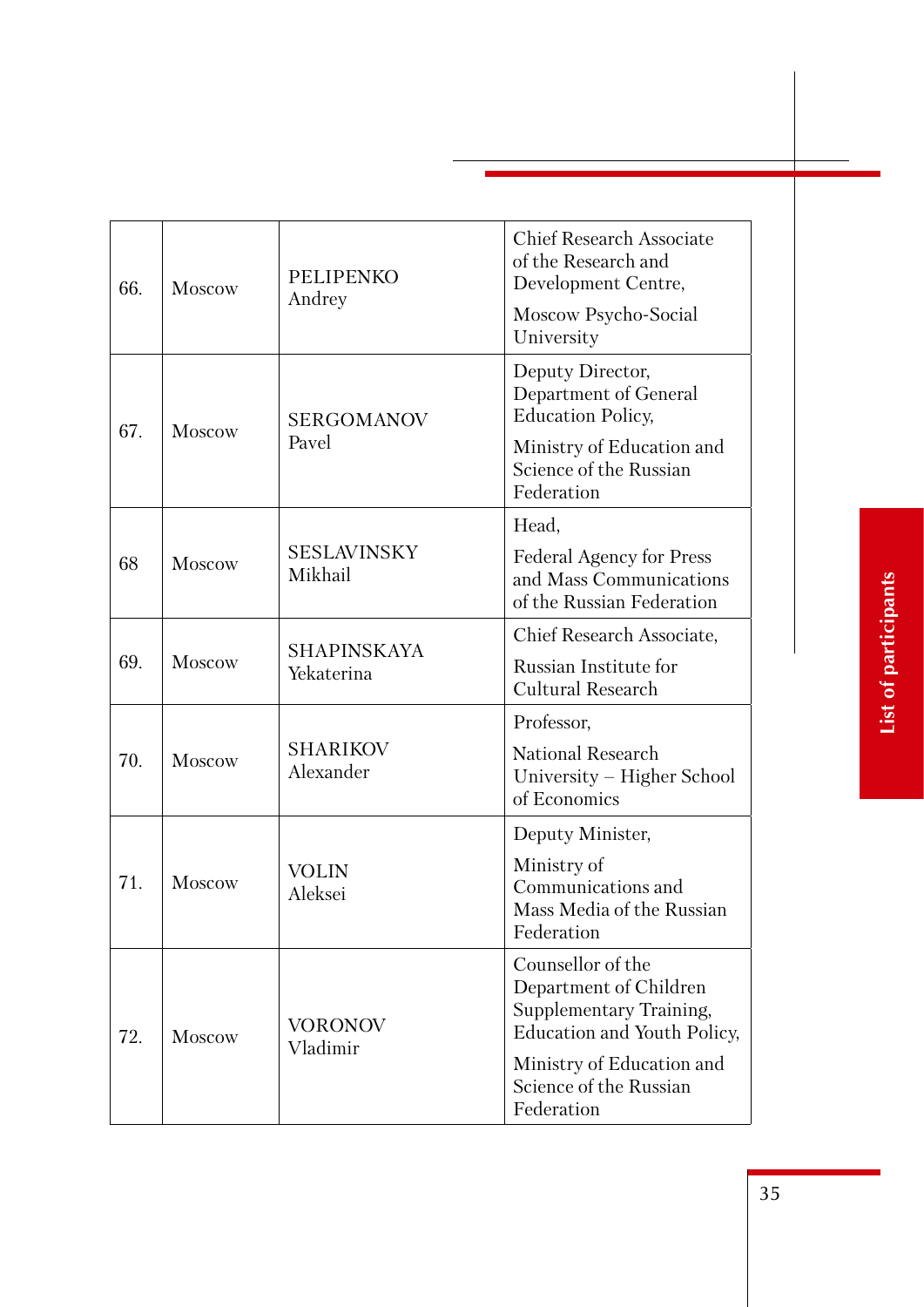| | | | |
|---|---|---|---|
| 66. | Moscow | PELIPENKO Andrey | Chief Research Associate of the Research and Development Centre,<br>Moscow Psycho-Social University |
| 67. | Moscow | SERGOMANOV Pavel | Deputy Director, Department of General Education Policy,<br>Ministry of Education and Science of the Russian Federation |
| 68 | Moscow | SESLAVINSKY Mikhail | Head,<br>Federal Agency for Press and Mass Communications of the Russian Federation |
| 69. | Moscow | SHAPINSKAYA Yekaterina | Chief Research Associate,<br>Russian Institute for Cultural Research |
| 70. | Moscow | SHARIKOV Alexander | Professor,<br>National Research University – Higher School of Economics |
| 71. | Moscow | VOLIN Aleksei | Deputy Minister,<br>Ministry of Communications and Mass Media of the Russian Federation |
| 72. | Moscow | VORONOV Vladimir | Counsellor of the Department of Children Supplementary Training, Education and Youth Policy,<br>Ministry of Education and Science of the Russian Federation |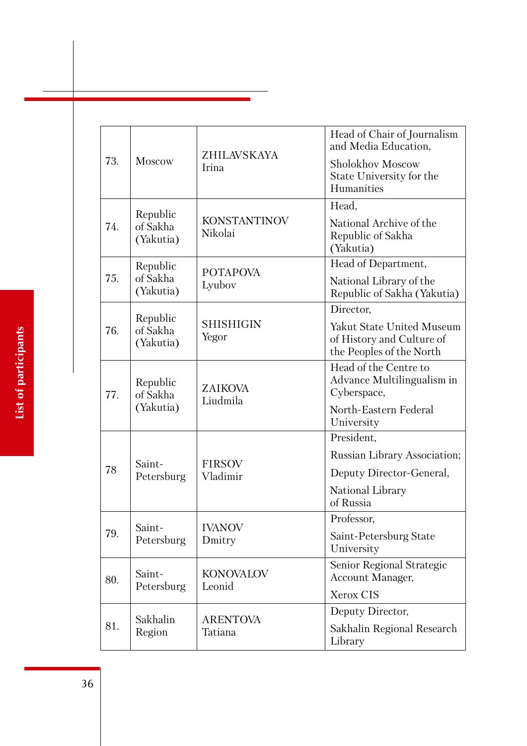| | | | |
|---|---|---|---|
| 73. | Moscow | ZHILAVSKAYA Irina | Head of Chair of Journalism and Media Education, Sholokhov Moscow State University for the Humanities |
| 74. | Republic of Sakha (Yakutia) | KONSTANTINOV Nikolai | Head, National Archive of the Republic of Sakha (Yakutia) |
| 75. | Republic of Sakha (Yakutia) | POTAPOVA Lyubov | Head of Department, National Library of the Republic of Sakha (Yakutia) |
| 76. | Republic of Sakha (Yakutia) | SHISHIGIN Yegor | Director, Yakut State United Museum of History and Culture of the Peoples of the North |
| 77. | Republic of Sakha (Yakutia) | ZAIKOVA Liudmila | Head of the Centre to Advance Multilingualism in Cyberspace, North-Eastern Federal University |
| 78 | Saint-Petersburg | FIRSOV Vladimir | President, Russian Library Association; Deputy Director-General, National Library of Russia |
| 79. | Saint-Petersburg | IVANOV Dmitry | Professor, Saint-Petersburg State University |
| 80. | Saint-Petersburg | KONOVALOV Leonid | Senior Regional Strategic Account Manager, Xerox CIS |
| 81. | Sakhalin Region | ARENTOVA Tatiana | Deputy Director, Sakhalin Regional Research Library |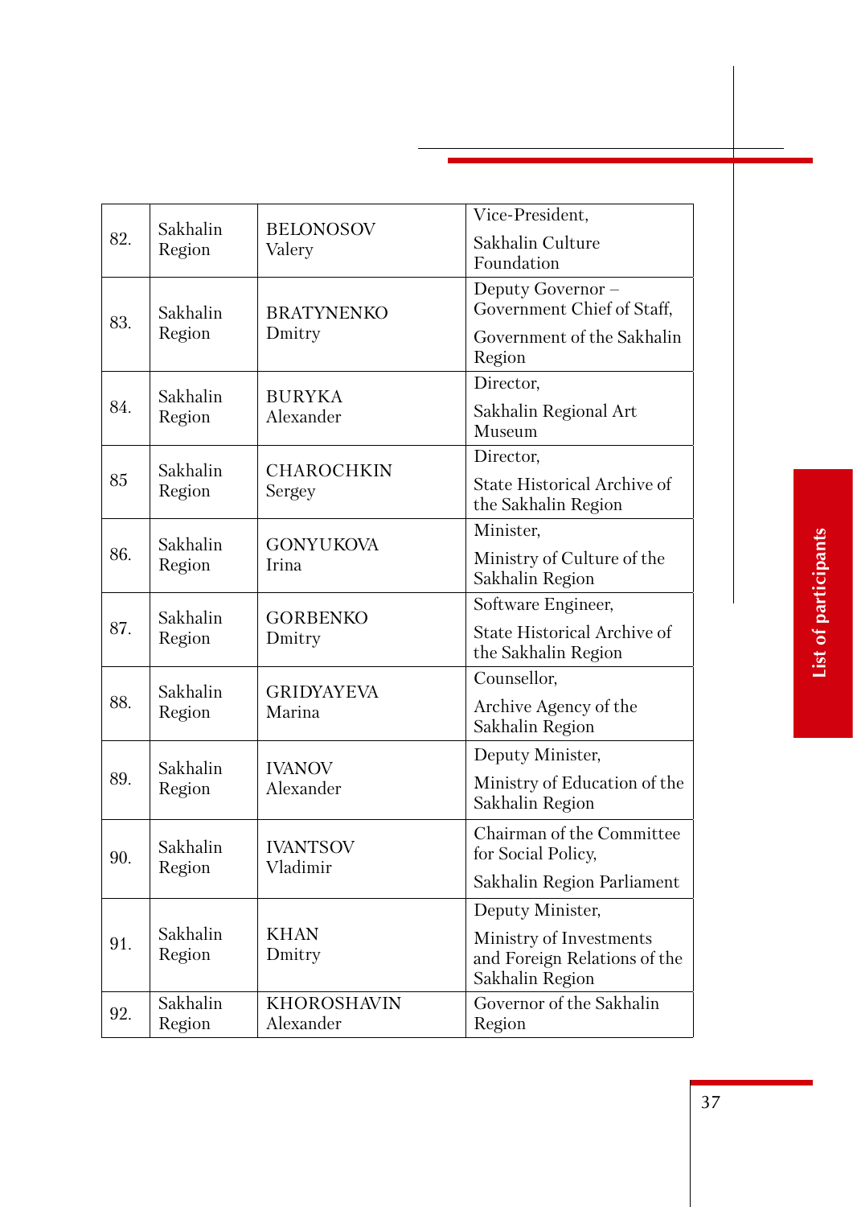| | | | |
|---|---|---|---|
| 82. | Sakhalin Region | BELONOSOV Valery | Vice-President, Sakhalin Culture Foundation |
| 83. | Sakhalin Region | BRATYNENKO Dmitry | Deputy Governor – Government Chief of Staff, Government of the Sakhalin Region |
| 84. | Sakhalin Region | BURYKA Alexander | Director, Sakhalin Regional Art Museum |
| 85 | Sakhalin Region | CHAROCHKIN Sergey | Director, State Historical Archive of the Sakhalin Region |
| 86. | Sakhalin Region | GONYUKOVA Irina | Minister, Ministry of Culture of the Sakhalin Region |
| 87. | Sakhalin Region | GORBENKO Dmitry | Software Engineer, State Historical Archive of the Sakhalin Region |
| 88. | Sakhalin Region | GRIDYAYEVA Marina | Counsellor, Archive Agency of the Sakhalin Region |
| 89. | Sakhalin Region | IVANOV Alexander | Deputy Minister, Ministry of Education of the Sakhalin Region |
| 90. | Sakhalin Region | IVANTSOV Vladimir | Chairman of the Committee for Social Policy, Sakhalin Region Parliament |
| 91. | Sakhalin Region | KHAN Dmitry | Deputy Minister, Ministry of Investments and Foreign Relations of the Sakhalin Region |
| 92. | Sakhalin Region | KHOROSHAVIN Alexander | Governor of the Sakhalin Region |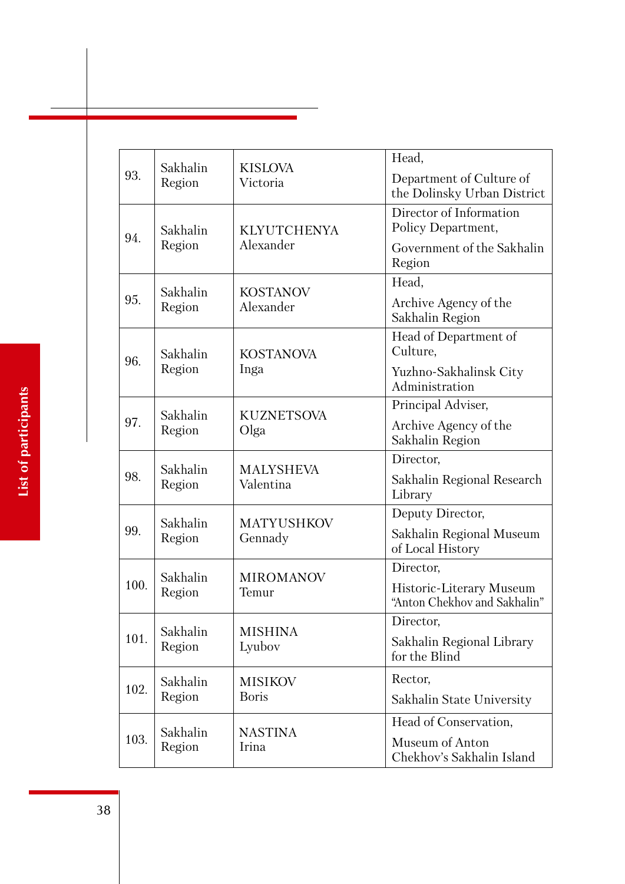| | | | |
|---|---|---|---|
| 93. | Sakhalin Region | KISLOVA Victoria | Head, Department of Culture of the Dolinsky Urban District |
| 94. | Sakhalin Region | KLYUTCHENYA Alexander | Director of Information Policy Department, Government of the Sakhalin Region |
| 95. | Sakhalin Region | KOSTANOV Alexander | Head, Archive Agency of the Sakhalin Region |
| 96. | Sakhalin Region | KOSTANOVA Inga | Head of Department of Culture, Yuzhno-Sakhalinsk City Administration |
| 97. | Sakhalin Region | KUZNETSOVA Olga | Principal Adviser, Archive Agency of the Sakhalin Region |
| 98. | Sakhalin Region | MALYSHEVA Valentina | Director, Sakhalin Regional Research Library |
| 99. | Sakhalin Region | MATYUSHKOV Gennady | Deputy Director, Sakhalin Regional Museum of Local History |
| 100. | Sakhalin Region | MIROMANOV Temur | Director, Historic-Literary Museum "Anton Chekhov and Sakhalin" |
| 101. | Sakhalin Region | MISHINA Lyubov | Director, Sakhalin Regional Library for the Blind |
| 102. | Sakhalin Region | MISIKOV Boris | Rector, Sakhalin State University |
| 103. | Sakhalin Region | NASTINA Irina | Head of Conservation, Museum of Anton Chekhov's Sakhalin Island |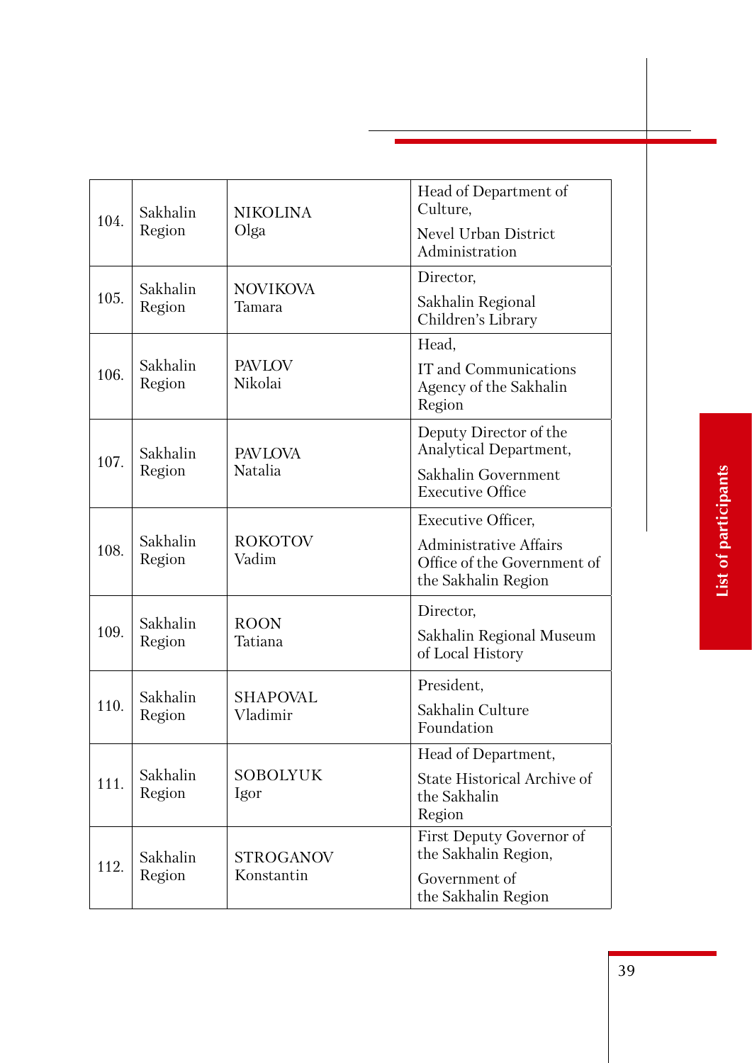| | | | |
|---|---|---|---|
| 104. | Sakhalin Region | NIKOLINA Olga | Head of Department of Culture, Nevel Urban District Administration |
| 105. | Sakhalin Region | NOVIKOVA Tamara | Director, Sakhalin Regional Children's Library |
| 106. | Sakhalin Region | PAVLOV Nikolai | Head, IT and Communications Agency of the Sakhalin Region |
| 107. | Sakhalin Region | PAVLOVA Natalia | Deputy Director of the Analytical Department, Sakhalin Government Executive Office |
| 108. | Sakhalin Region | ROKOTOV Vadim | Executive Officer, Administrative Affairs Office of the Government of the Sakhalin Region |
| 109. | Sakhalin Region | ROON Tatiana | Director, Sakhalin Regional Museum of Local History |
| 110. | Sakhalin Region | SHAPOVAL Vladimir | President, Sakhalin Culture Foundation |
| 111. | Sakhalin Region | SOBOLYUK Igor | Head of Department, State Historical Archive of the Sakhalin Region |
| 112. | Sakhalin Region | STROGANOV Konstantin | First Deputy Governor of the Sakhalin Region, Government of the Sakhalin Region |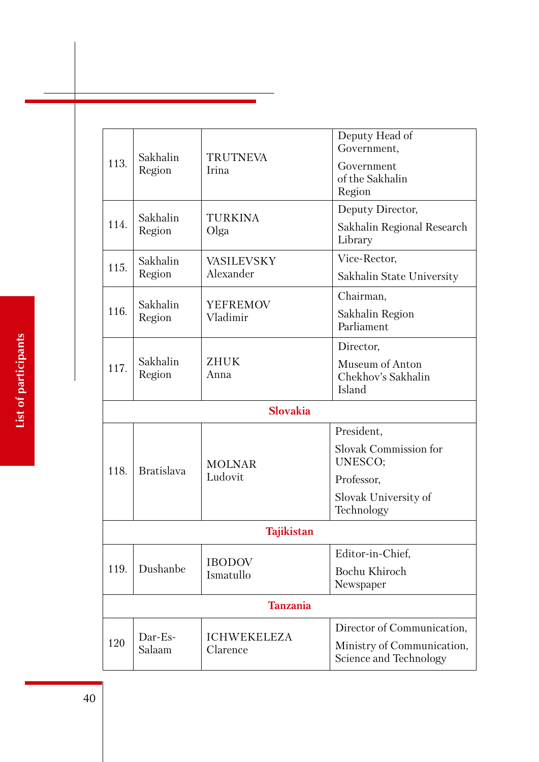| | | | |
|---|---|---|---|
| 113. | Sakhalin Region | TRUTNEVA Irina | Deputy Head of Government, Government of the Sakhalin Region |
| 114. | Sakhalin Region | TURKINA Olga | Deputy Director, Sakhalin Regional Research Library |
| 115. | Sakhalin Region | VASILEVSKY Alexander | Vice-Rector, Sakhalin State University |
| 116. | Sakhalin Region | YEFREMOV Vladimir | Chairman, Sakhalin Region Parliament |
| 117. | Sakhalin Region | ZHUK Anna | Director, Museum of Anton Chekhov's Sakhalin Island |
| | | **Slovakia** | |
| 118. | Bratislava | MOLNAR Ludovit | President, Slovak Commission for UNESCO; Professor, Slovak University of Technology |
| | | **Tajikistan** | |
| 119. | Dushanbe | IBODOV Ismatullo | Editor-in-Chief, Bochu Khiroch Newspaper |
| | | **Tanzania** | |
| 120 | Dar-Es-Salaam | ICHWEKELEZA Clarence | Director of Communication, Ministry of Communication, Science and Technology |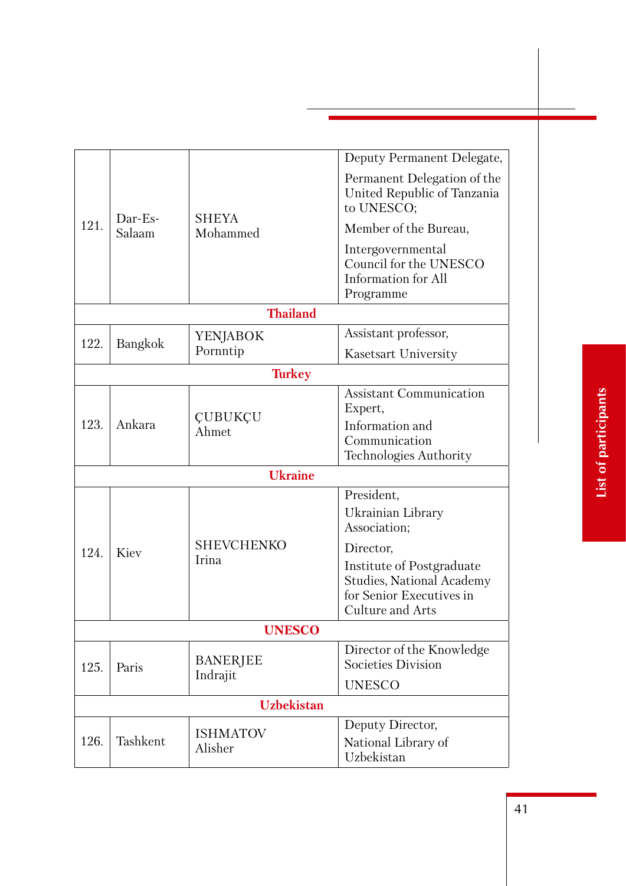| | | | |
|---|---|---|---|
| 121. | Dar-Es-Salaam | SHEYA Mohammed | Deputy Permanent Delegate, Permanent Delegation of the United Republic of Tanzania to UNESCO; Member of the Bureau, Intergovernmental Council for the UNESCO Information for All Programme |
| **Thailand** | | | |
| 122. | Bangkok | YENJABOK Pornntip | Assistant professor, Kasetsart University |
| **Turkey** | | | |
| 123. | Ankara | ÇUBUKÇU Ahmet | Assistant Communication Expert, Information and Communication Technologies Authority |
| **Ukraine** | | | |
| 124. | Kiev | SHEVCHENKO Irina | President, Ukrainian Library Association; Director, Institute of Postgraduate Studies, National Academy for Senior Executives in Culture and Arts |
| **UNESCO** | | | |
| 125. | Paris | BANERJEE Indrajit | Director of the Knowledge Societies Division UNESCO |
| **Uzbekistan** | | | |
| 126. | Tashkent | ISHMATOV Alisher | Deputy Director, National Library of Uzbekistan |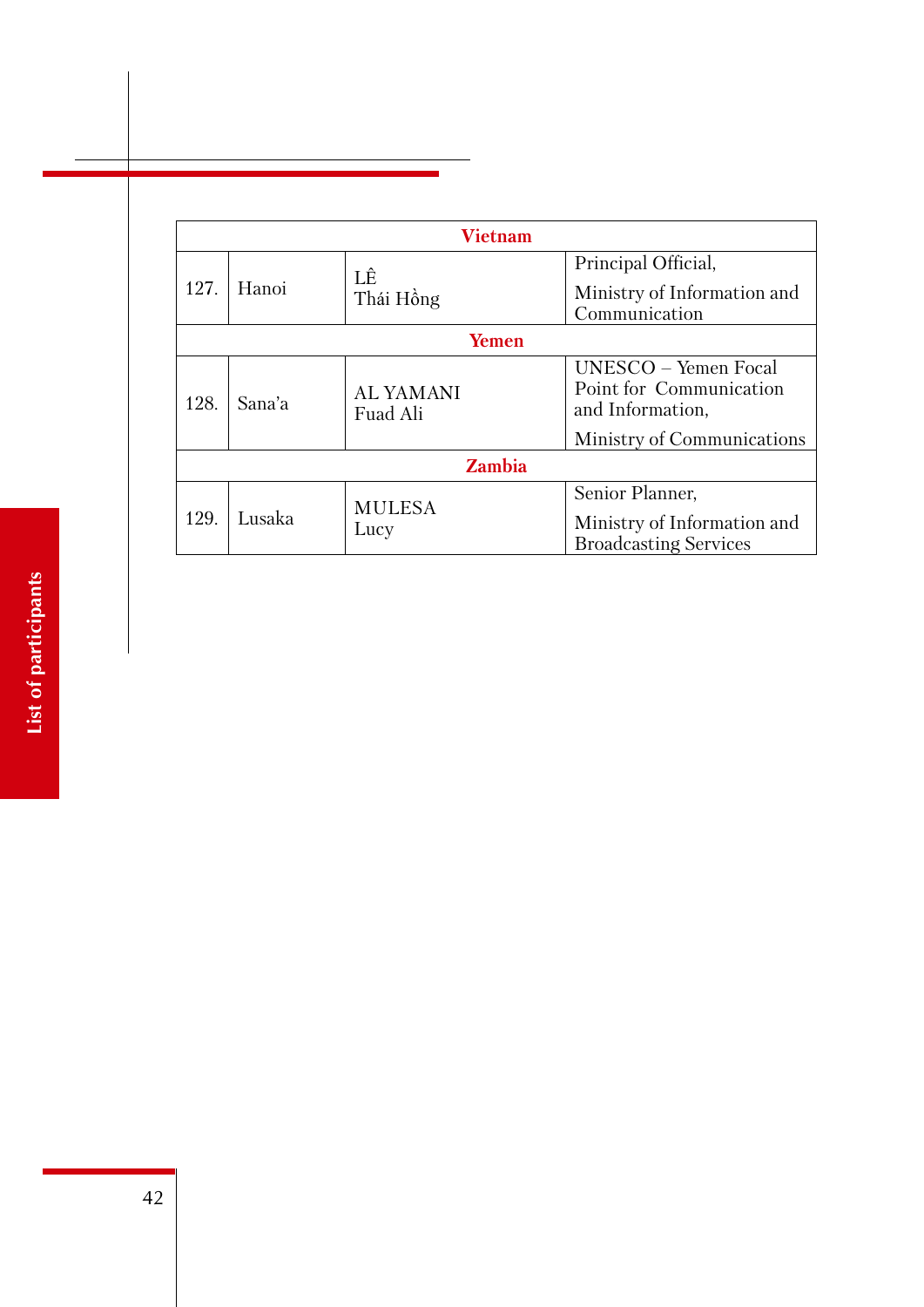| | | | |
|---|---|---|---|
| **Vietnam** | | | |
| 127. | Hanoi | LÊ Thái Hồng | Principal Official, Ministry of Information and Communication |
| **Yemen** | | | |
| 128. | Sana'a | AL YAMANI Fuad Ali | UNESCO – Yemen Focal Point for Communication and Information, Ministry of Communications |
| **Zambia** | | | |
| 129. | Lusaka | MULESA Lucy | Senior Planner, Ministry of Information and Broadcasting Services |